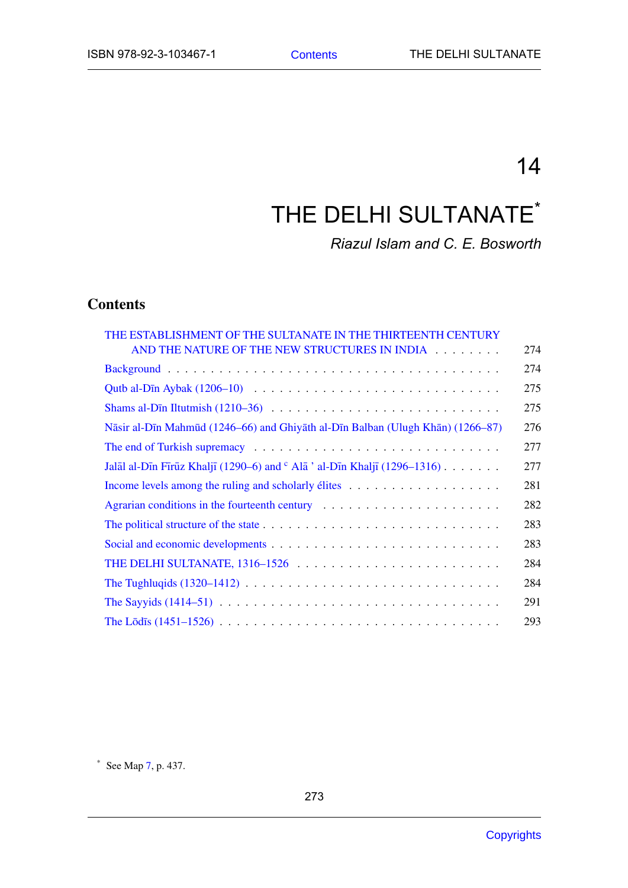# 14

# THE DELHI SULTANATE*

*Riazul Islam and C. E. Bosworth*

## Contents

- THE ESTABLISHMENT OF THE SULTANATE IN THE THIRTEENTH CENTURY AND THE NATURE OF THE NEW STRUCTURES IN INDIA . . . . . . . . 274
- Background . . . . . . . . . . . . . . . . . . . . . . . . . . . . . . . . . . . . . 274
- Qutb al-Dīn Aybak (1206–10) . . . . . . . . . . . . . . . . . . . . . . . . . . 275
- Shams al-Dīn Iltutmish (1210–36) . . . . . . . . . . . . . . . . . . . . . . . . 275
- Nāsir al-Dīn Mahmūd (1246–66) and Ghiyāth al-Dīn Balban (Ulugh Khān) (1266–87) 276
- The end of Turkish supremacy . . . . . . . . . . . . . . . . . . . . . . . . . . 277
- Jalāl al-Dīn Fīrūz Khaljī (1290–6) and ᶜ Alā ' al-Dīn Khaljī (1296–1316) . . . . . . . 277
- Income levels among the ruling and scholarly élites . . . . . . . . . . . . . . . . . 281
- Agrarian conditions in the fourteenth century . . . . . . . . . . . . . . . . . . . 282
- The political structure of the state . . . . . . . . . . . . . . . . . . . . . . . . . 283
- Social and economic developments . . . . . . . . . . . . . . . . . . . . . . . . 283
- THE DELHI SULTANATE, 1316–1526 . . . . . . . . . . . . . . . . . . . . . . 284
- The Tughluqids (1320–1412) . . . . . . . . . . . . . . . . . . . . . . . . . . . 284
- The Sayyids (1414–51) . . . . . . . . . . . . . . . . . . . . . . . . . . . . . . 291
- The Lōdīs (1451–1526) . . . . . . . . . . . . . . . . . . . . . . . . . . . . . . 293

* See Map 7, p. 437.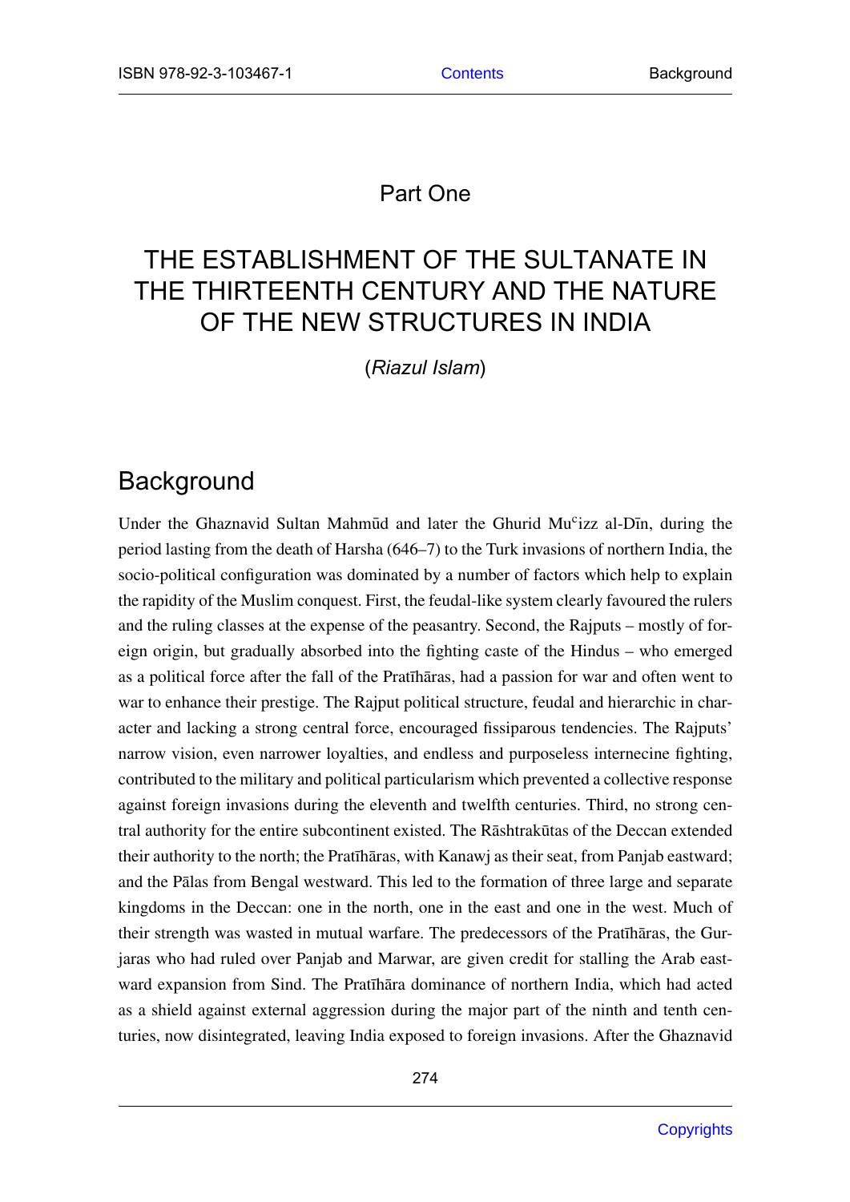Part One

# THE ESTABLISHMENT OF THE SULTANATE IN THE THIRTEENTH CENTURY AND THE NATURE OF THE NEW STRUCTURES IN INDIA

(*Riazul Islam*)

## Background

Under the Ghaznavid Sultan Mahmūd and later the Ghurid Muᶜizz al-Dīn, during the period lasting from the death of Harsha (646–7) to the Turk invasions of northern India, the socio-political configuration was dominated by a number of factors which help to explain the rapidity of the Muslim conquest. First, the feudal-like system clearly favoured the rulers and the ruling classes at the expense of the peasantry. Second, the Rajputs – mostly of foreign origin, but gradually absorbed into the fighting caste of the Hindus – who emerged as a political force after the fall of the Pratīhāras, had a passion for war and often went to war to enhance their prestige. The Rajput political structure, feudal and hierarchic in character and lacking a strong central force, encouraged fissiparous tendencies. The Rajputs' narrow vision, even narrower loyalties, and endless and purposeless internecine fighting, contributed to the military and political particularism which prevented a collective response against foreign invasions during the eleventh and twelfth centuries. Third, no strong central authority for the entire subcontinent existed. The Rāshtrakūtas of the Deccan extended their authority to the north; the Pratīhāras, with Kanawj as their seat, from Panjab eastward; and the Pālas from Bengal westward. This led to the formation of three large and separate kingdoms in the Deccan: one in the north, one in the east and one in the west. Much of their strength was wasted in mutual warfare. The predecessors of the Pratīhāras, the Gurjaras who had ruled over Panjab and Marwar, are given credit for stalling the Arab eastward expansion from Sind. The Pratīhāra dominance of northern India, which had acted as a shield against external aggression during the major part of the ninth and tenth centuries, now disintegrated, leaving India exposed to foreign invasions. After the Ghaznavid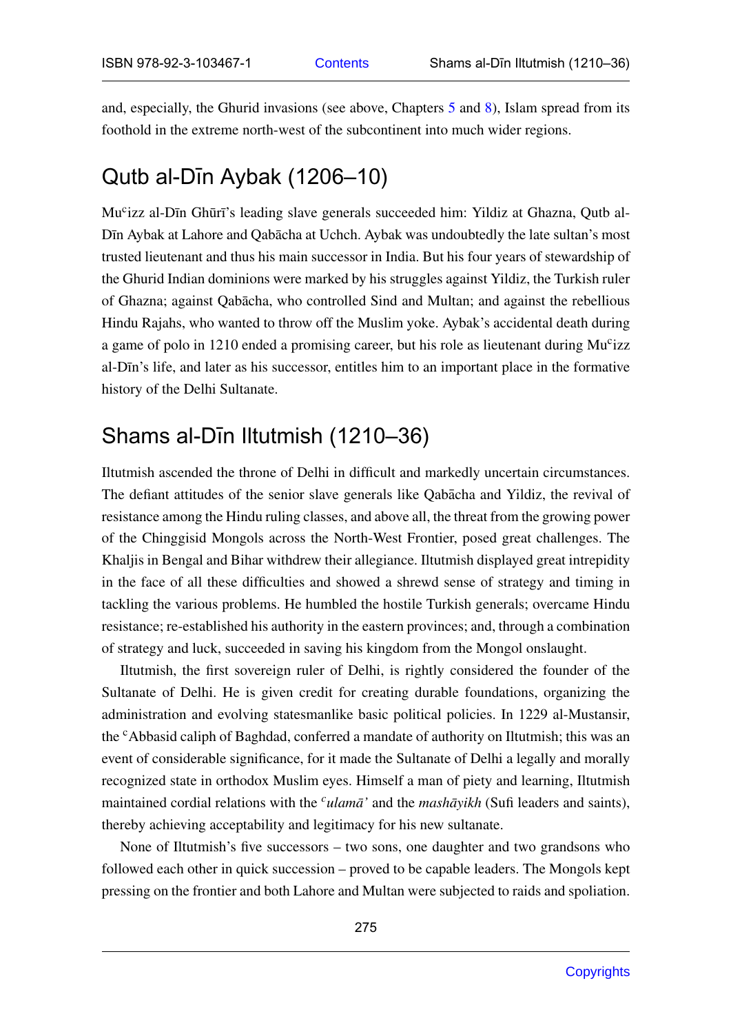and, especially, the Ghurid invasions (see above, Chapters 5 and 8), Islam spread from its foothold in the extreme north-west of the subcontinent into much wider regions.

## Qutb al-Dīn Aybak (1206–10)

Mu<sup>c</sup>izz al-Dīn Ghūrī's leading slave generals succeeded him: Yildiz at Ghazna, Qutb al-Dīn Aybak at Lahore and Qabācha at Uchch. Aybak was undoubtedly the late sultan's most trusted lieutenant and thus his main successor in India. But his four years of stewardship of the Ghurid Indian dominions were marked by his struggles against Yildiz, the Turkish ruler of Ghazna; against Qabācha, who controlled Sind and Multan; and against the rebellious Hindu Rajahs, who wanted to throw off the Muslim yoke. Aybak's accidental death during a game of polo in 1210 ended a promising career, but his role as lieutenant during Mu<sup>c</sup>izz al-Dīn's life, and later as his successor, entitles him to an important place in the formative history of the Delhi Sultanate.

## Shams al-Dīn Iltutmish (1210–36)

Iltutmish ascended the throne of Delhi in difficult and markedly uncertain circumstances. The defiant attitudes of the senior slave generals like Qabācha and Yildiz, the revival of resistance among the Hindu ruling classes, and above all, the threat from the growing power of the Chinggisid Mongols across the North-West Frontier, posed great challenges. The Khaljis in Bengal and Bihar withdrew their allegiance. Iltutmish displayed great intrepidity in the face of all these difficulties and showed a shrewd sense of strategy and timing in tackling the various problems. He humbled the hostile Turkish generals; overcame Hindu resistance; re-established his authority in the eastern provinces; and, through a combination of strategy and luck, succeeded in saving his kingdom from the Mongol onslaught.

Iltutmish, the first sovereign ruler of Delhi, is rightly considered the founder of the Sultanate of Delhi. He is given credit for creating durable foundations, organizing the administration and evolving statesmanlike basic political policies. In 1229 al-Mustansir, the <sup>c</sup>Abbasid caliph of Baghdad, conferred a mandate of authority on Iltutmish; this was an event of considerable significance, for it made the Sultanate of Delhi a legally and morally recognized state in orthodox Muslim eyes. Himself a man of piety and learning, Iltutmish maintained cordial relations with the *<sup>c</sup>ulamā'* and the *mashāyikh* (Sufi leaders and saints), thereby achieving acceptability and legitimacy for his new sultanate.

None of Iltutmish's five successors – two sons, one daughter and two grandsons who followed each other in quick succession – proved to be capable leaders. The Mongols kept pressing on the frontier and both Lahore and Multan were subjected to raids and spoliation.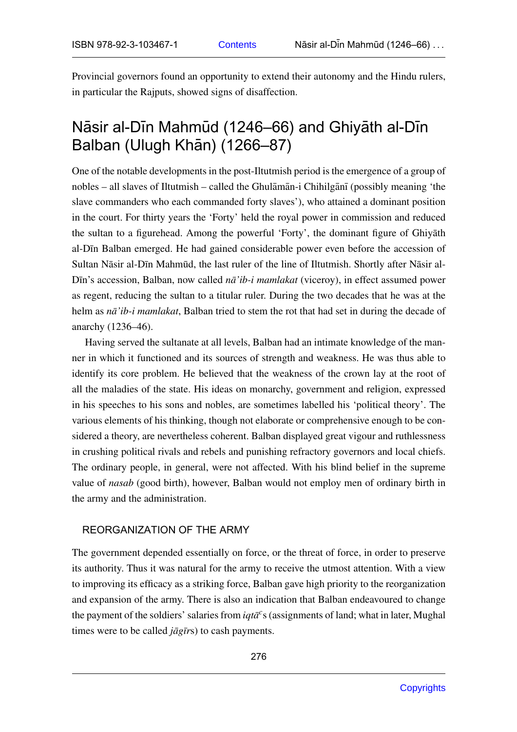Provincial governors found an opportunity to extend their autonomy and the Hindu rulers, in particular the Rajputs, showed signs of disaffection.

## Nāsir al-Dīn Mahmūd (1246–66) and Ghiyāth al-Dīn Balban (Ulugh Khān) (1266–87)

One of the notable developments in the post-Iltutmish period is the emergence of a group of nobles – all slaves of Iltutmish – called the Ghulāmān-i Chihilgānī (possibly meaning 'the slave commanders who each commanded forty slaves'), who attained a dominant position in the court. For thirty years the 'Forty' held the royal power in commission and reduced the sultan to a figurehead. Among the powerful 'Forty', the dominant figure of Ghiyāth al-Dīn Balban emerged. He had gained considerable power even before the accession of Sultan Nāsir al-Dīn Mahmūd, the last ruler of the line of Iltutmish. Shortly after Nāsir al-Dīn's accession, Balban, now called *nā'ib-i mamlakat* (viceroy), in effect assumed power as regent, reducing the sultan to a titular ruler. During the two decades that he was at the helm as *nā'ib-i mamlakat*, Balban tried to stem the rot that had set in during the decade of anarchy (1236–46).

Having served the sultanate at all levels, Balban had an intimate knowledge of the manner in which it functioned and its sources of strength and weakness. He was thus able to identify its core problem. He believed that the weakness of the crown lay at the root of all the maladies of the state. His ideas on monarchy, government and religion, expressed in his speeches to his sons and nobles, are sometimes labelled his 'political theory'. The various elements of his thinking, though not elaborate or comprehensive enough to be considered a theory, are nevertheless coherent. Balban displayed great vigour and ruthlessness in crushing political rivals and rebels and punishing refractory governors and local chiefs. The ordinary people, in general, were not affected. With his blind belief in the supreme value of *nasab* (good birth), however, Balban would not employ men of ordinary birth in the army and the administration.

### REORGANIZATION OF THE ARMY

The government depended essentially on force, or the threat of force, in order to preserve its authority. Thus it was natural for the army to receive the utmost attention. With a view to improving its efficacy as a striking force, Balban gave high priority to the reorganization and expansion of the army. There is also an indication that Balban endeavoured to change the payment of the soldiers' salaries from *iqtā*ᶜs (assignments of land; what in later, Mughal times were to be called *jāgīr*s) to cash payments.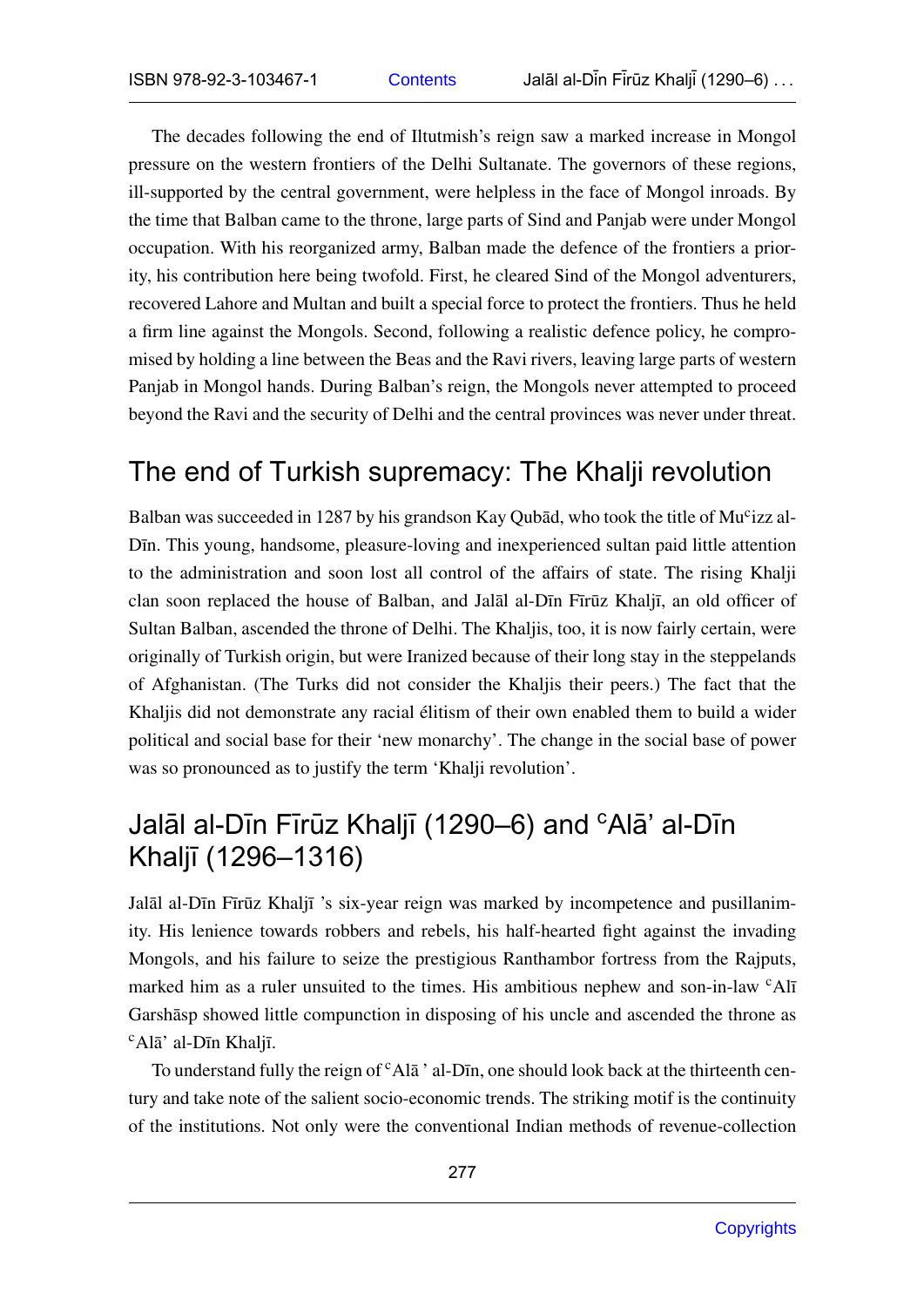The decades following the end of Iltutmish's reign saw a marked increase in Mongol pressure on the western frontiers of the Delhi Sultanate. The governors of these regions, ill-supported by the central government, were helpless in the face of Mongol inroads. By the time that Balban came to the throne, large parts of Sind and Panjab were under Mongol occupation. With his reorganized army, Balban made the defence of the frontiers a priority, his contribution here being twofold. First, he cleared Sind of the Mongol adventurers, recovered Lahore and Multan and built a special force to protect the frontiers. Thus he held a firm line against the Mongols. Second, following a realistic defence policy, he compromised by holding a line between the Beas and the Ravi rivers, leaving large parts of western Panjab in Mongol hands. During Balban's reign, the Mongols never attempted to proceed beyond the Ravi and the security of Delhi and the central provinces was never under threat.

## The end of Turkish supremacy: The Khalji revolution

Balban was succeeded in 1287 by his grandson Kay Qubād, who took the title of Mu$^{c}$izz al-Dīn. This young, handsome, pleasure-loving and inexperienced sultan paid little attention to the administration and soon lost all control of the affairs of state. The rising Khalji clan soon replaced the house of Balban, and Jalāl al-Dīn Fīrūz Khaljī, an old officer of Sultan Balban, ascended the throne of Delhi. The Khaljis, too, it is now fairly certain, were originally of Turkish origin, but were Iranized because of their long stay in the steppelands of Afghanistan. (The Turks did not consider the Khaljis their peers.) The fact that the Khaljis did not demonstrate any racial élitism of their own enabled them to build a wider political and social base for their 'new monarchy'. The change in the social base of power was so pronounced as to justify the term 'Khalji revolution'.

## Jalāl al-Dīn Fīrūz Khaljī (1290–6) and $^{c}$Alā' al-Dīn Khaljī (1296–1316)

Jalāl al-Dīn Fīrūz Khaljī 's six-year reign was marked by incompetence and pusillanimity. His lenience towards robbers and rebels, his half-hearted fight against the invading Mongols, and his failure to seize the prestigious Ranthambor fortress from the Rajputs, marked him as a ruler unsuited to the times. His ambitious nephew and son-in-law $^{c}$Alī Garshāsp showed little compunction in disposing of his uncle and ascended the throne as $^{c}$Alā' al-Dīn Khaljī.

To understand fully the reign of $^{c}$Alā ' al-Dīn, one should look back at the thirteenth century and take note of the salient socio-economic trends. The striking motif is the continuity of the institutions. Not only were the conventional Indian methods of revenue-collection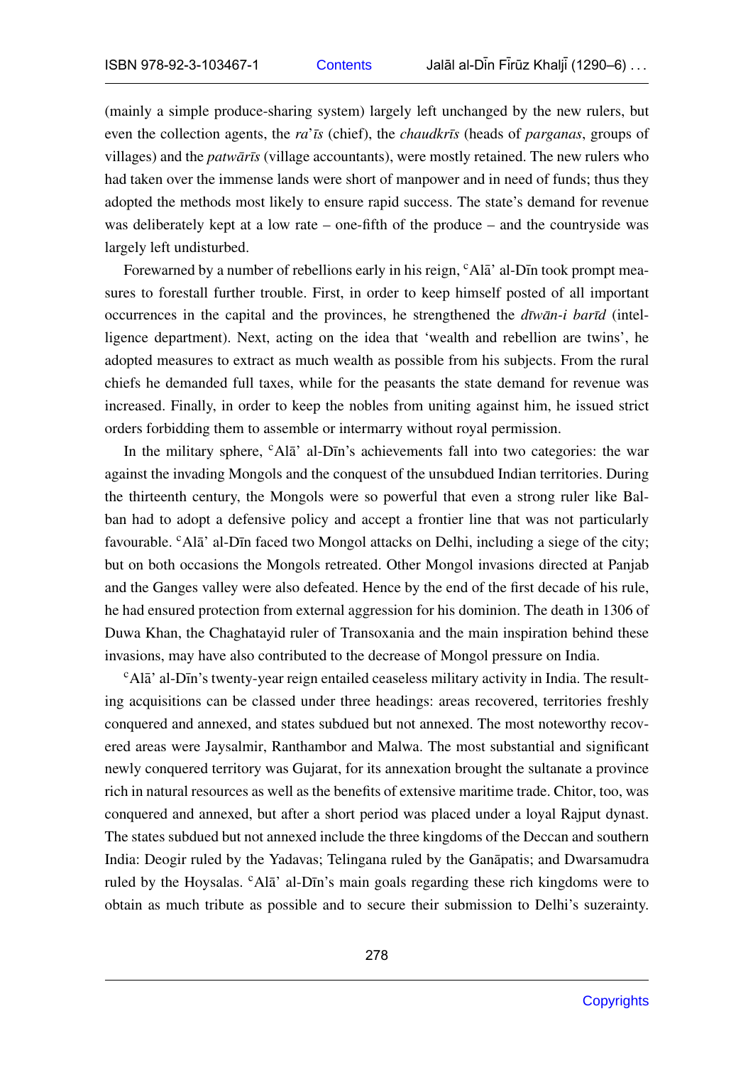(mainly a simple produce-sharing system) largely left unchanged by the new rulers, but even the collection agents, the *ra'īs* (chief), the *chaudkrīs* (heads of *parganas*, groups of villages) and the *patwārīs* (village accountants), were mostly retained. The new rulers who had taken over the immense lands were short of manpower and in need of funds; thus they adopted the methods most likely to ensure rapid success. The state's demand for revenue was deliberately kept at a low rate – one-fifth of the produce – and the countryside was largely left undisturbed.

Forewarned by a number of rebellions early in his reign, ᶜAlā' al-Dīn took prompt measures to forestall further trouble. First, in order to keep himself posted of all important occurrences in the capital and the provinces, he strengthened the *dīwān-i barīd* (intelligence department). Next, acting on the idea that 'wealth and rebellion are twins', he adopted measures to extract as much wealth as possible from his subjects. From the rural chiefs he demanded full taxes, while for the peasants the state demand for revenue was increased. Finally, in order to keep the nobles from uniting against him, he issued strict orders forbidding them to assemble or intermarry without royal permission.

In the military sphere, ᶜAlā' al-Dīn's achievements fall into two categories: the war against the invading Mongols and the conquest of the unsubdued Indian territories. During the thirteenth century, the Mongols were so powerful that even a strong ruler like Balban had to adopt a defensive policy and accept a frontier line that was not particularly favourable. ᶜAlā' al-Dīn faced two Mongol attacks on Delhi, including a siege of the city; but on both occasions the Mongols retreated. Other Mongol invasions directed at Panjab and the Ganges valley were also defeated. Hence by the end of the first decade of his rule, he had ensured protection from external aggression for his dominion. The death in 1306 of Duwa Khan, the Chaghatayid ruler of Transoxania and the main inspiration behind these invasions, may have also contributed to the decrease of Mongol pressure on India.

ᶜAlā' al-Dīn's twenty-year reign entailed ceaseless military activity in India. The resulting acquisitions can be classed under three headings: areas recovered, territories freshly conquered and annexed, and states subdued but not annexed. The most noteworthy recovered areas were Jaysalmir, Ranthambor and Malwa. The most substantial and significant newly conquered territory was Gujarat, for its annexation brought the sultanate a province rich in natural resources as well as the benefits of extensive maritime trade. Chitor, too, was conquered and annexed, but after a short period was placed under a loyal Rajput dynast. The states subdued but not annexed include the three kingdoms of the Deccan and southern India: Deogir ruled by the Yadavas; Telingana ruled by the Ganāpatis; and Dwarsamudra ruled by the Hoysalas. ᶜAlā' al-Dīn's main goals regarding these rich kingdoms were to obtain as much tribute as possible and to secure their submission to Delhi's suzerainty.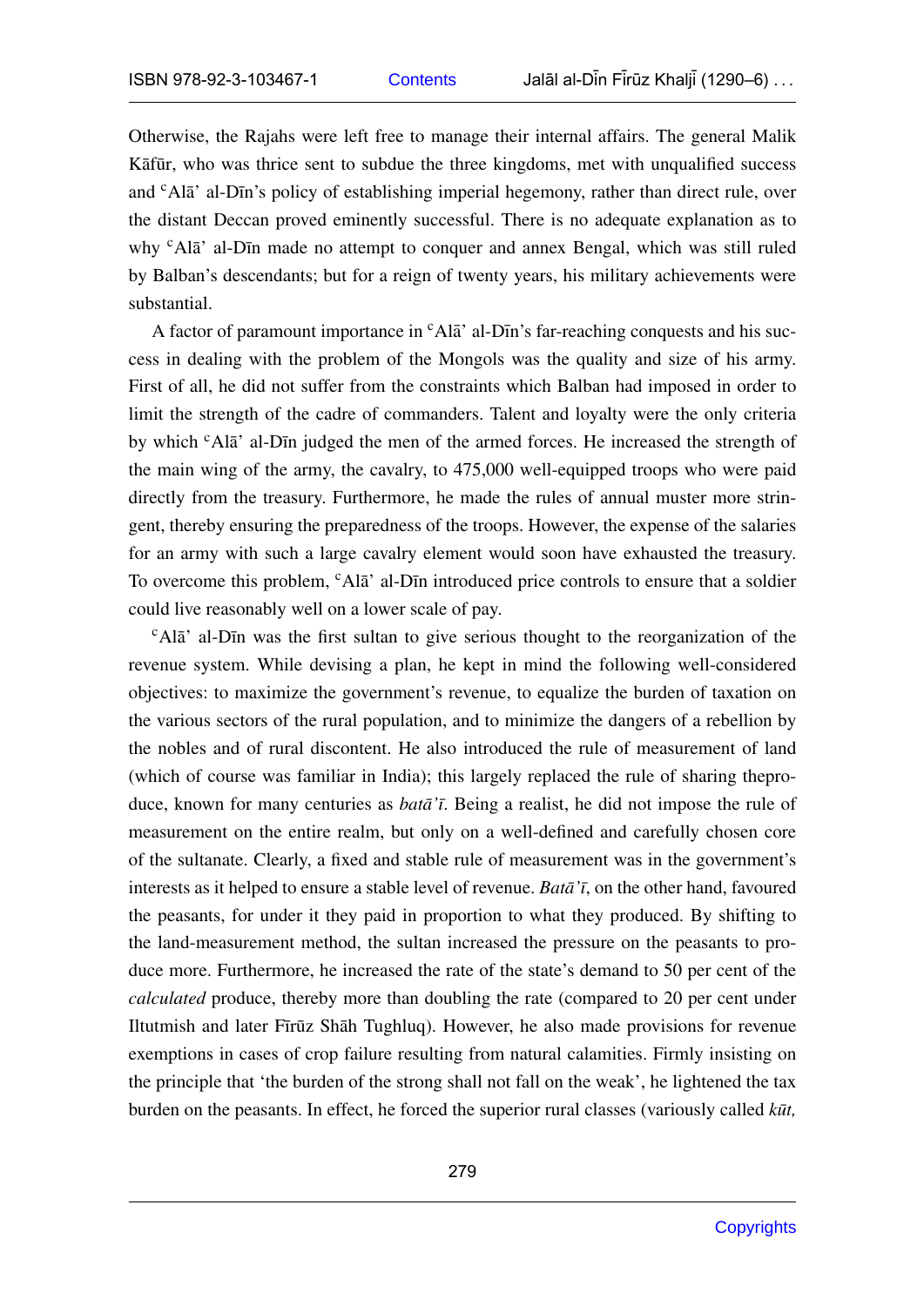Otherwise, the Rajahs were left free to manage their internal affairs. The general Malik Kāfūr, who was thrice sent to subdue the three kingdoms, met with unqualified success and ᶜAlā' al-Dīn's policy of establishing imperial hegemony, rather than direct rule, over the distant Deccan proved eminently successful. There is no adequate explanation as to why ᶜAlā' al-Dīn made no attempt to conquer and annex Bengal, which was still ruled by Balban's descendants; but for a reign of twenty years, his military achievements were substantial.

A factor of paramount importance in ᶜAlā' al-Dīn's far-reaching conquests and his success in dealing with the problem of the Mongols was the quality and size of his army. First of all, he did not suffer from the constraints which Balban had imposed in order to limit the strength of the cadre of commanders. Talent and loyalty were the only criteria by which ᶜAlā' al-Dīn judged the men of the armed forces. He increased the strength of the main wing of the army, the cavalry, to 475,000 well-equipped troops who were paid directly from the treasury. Furthermore, he made the rules of annual muster more stringent, thereby ensuring the preparedness of the troops. However, the expense of the salaries for an army with such a large cavalry element would soon have exhausted the treasury. To overcome this problem, ᶜAlā' al-Dīn introduced price controls to ensure that a soldier could live reasonably well on a lower scale of pay.

ᶜAlā' al-Dīn was the first sultan to give serious thought to the reorganization of the revenue system. While devising a plan, he kept in mind the following well-considered objectives: to maximize the government's revenue, to equalize the burden of taxation on the various sectors of the rural population, and to minimize the dangers of a rebellion by the nobles and of rural discontent. He also introduced the rule of measurement of land (which of course was familiar in India); this largely replaced the rule of sharing theproduce, known for many centuries as *batā'ī*. Being a realist, he did not impose the rule of measurement on the entire realm, but only on a well-defined and carefully chosen core of the sultanate. Clearly, a fixed and stable rule of measurement was in the government's interests as it helped to ensure a stable level of revenue. *Batā'ī*, on the other hand, favoured the peasants, for under it they paid in proportion to what they produced. By shifting to the land-measurement method, the sultan increased the pressure on the peasants to produce more. Furthermore, he increased the rate of the state's demand to 50 per cent of the *calculated* produce, thereby more than doubling the rate (compared to 20 per cent under Iltutmish and later Fīrūz Shāh Tughluq). However, he also made provisions for revenue exemptions in cases of crop failure resulting from natural calamities. Firmly insisting on the principle that 'the burden of the strong shall not fall on the weak', he lightened the tax burden on the peasants. In effect, he forced the superior rural classes (variously called *kūt,*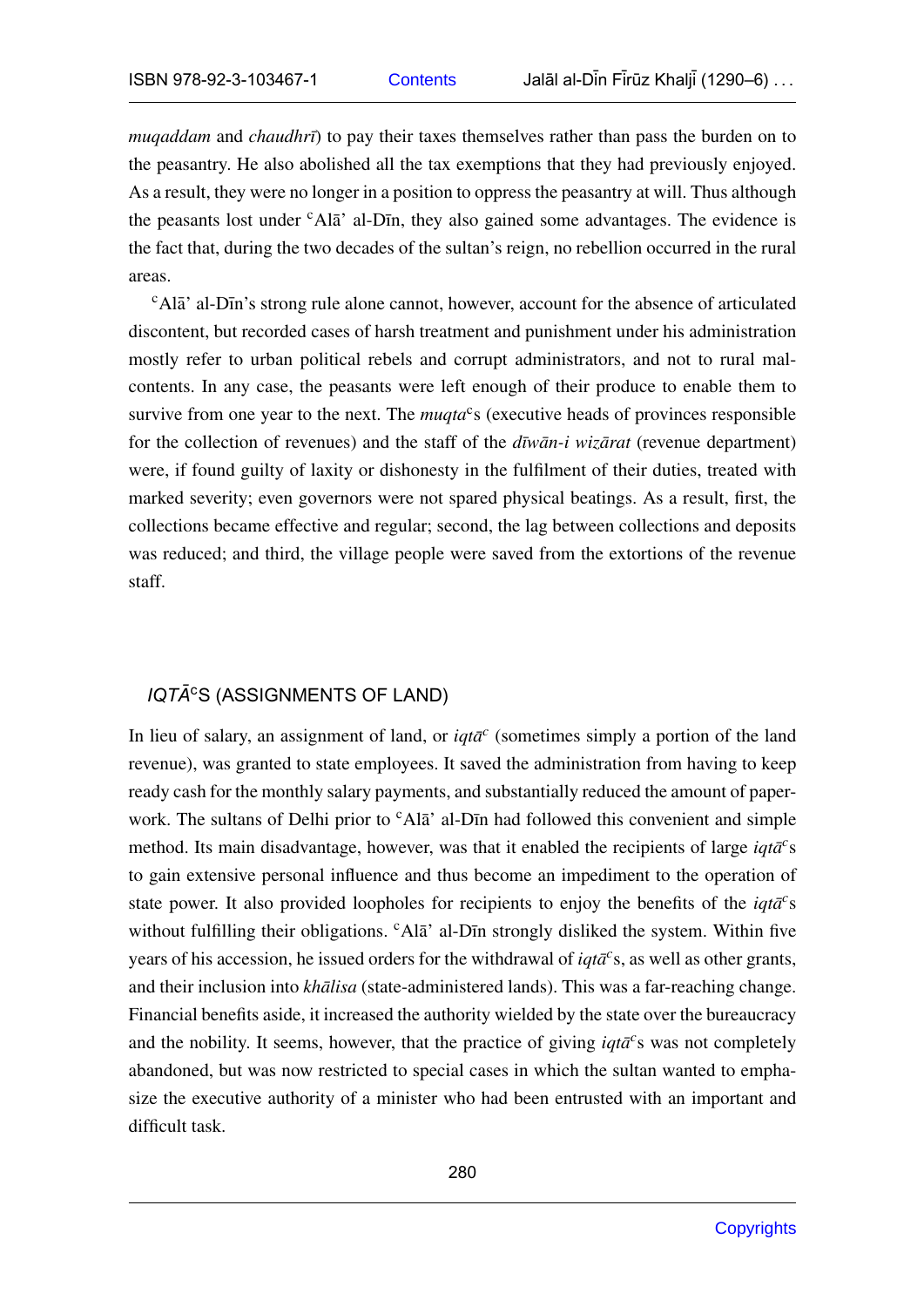*muqaddam* and *chaudhrī*) to pay their taxes themselves rather than pass the burden on to the peasantry. He also abolished all the tax exemptions that they had previously enjoyed. As a result, they were no longer in a position to oppress the peasantry at will. Thus although the peasants lost under ᶜAlā' al-Dīn, they also gained some advantages. The evidence is the fact that, during the two decades of the sultan's reign, no rebellion occurred in the rural areas.

ᶜAlā' al-Dīn's strong rule alone cannot, however, account for the absence of articulated discontent, but recorded cases of harsh treatment and punishment under his administration mostly refer to urban political rebels and corrupt administrators, and not to rural malcontents. In any case, the peasants were left enough of their produce to enable them to survive from one year to the next. The *muqta*ᶜs (executive heads of provinces responsible for the collection of revenues) and the staff of the *dīwān-i wizārat* (revenue department) were, if found guilty of laxity or dishonesty in the fulfilment of their duties, treated with marked severity; even governors were not spared physical beatings. As a result, first, the collections became effective and regular; second, the lag between collections and deposits was reduced; and third, the village people were saved from the extortions of the revenue staff.

## *IQTĀ*ᶜS (ASSIGNMENTS OF LAND)

In lieu of salary, an assignment of land, or *iqtā*ᶜ (sometimes simply a portion of the land revenue), was granted to state employees. It saved the administration from having to keep ready cash for the monthly salary payments, and substantially reduced the amount of paperwork. The sultans of Delhi prior to ᶜAlā' al-Dīn had followed this convenient and simple method. Its main disadvantage, however, was that it enabled the recipients of large *iqtā*ᶜs to gain extensive personal influence and thus become an impediment to the operation of state power. It also provided loopholes for recipients to enjoy the benefits of the *iqtā*ᶜs without fulfilling their obligations. ᶜAlā' al-Dīn strongly disliked the system. Within five years of his accession, he issued orders for the withdrawal of *iqtā*ᶜs, as well as other grants, and their inclusion into *khālisa* (state-administered lands). This was a far-reaching change. Financial benefits aside, it increased the authority wielded by the state over the bureaucracy and the nobility. It seems, however, that the practice of giving *iqtā*ᶜs was not completely abandoned, but was now restricted to special cases in which the sultan wanted to emphasize the executive authority of a minister who had been entrusted with an important and difficult task.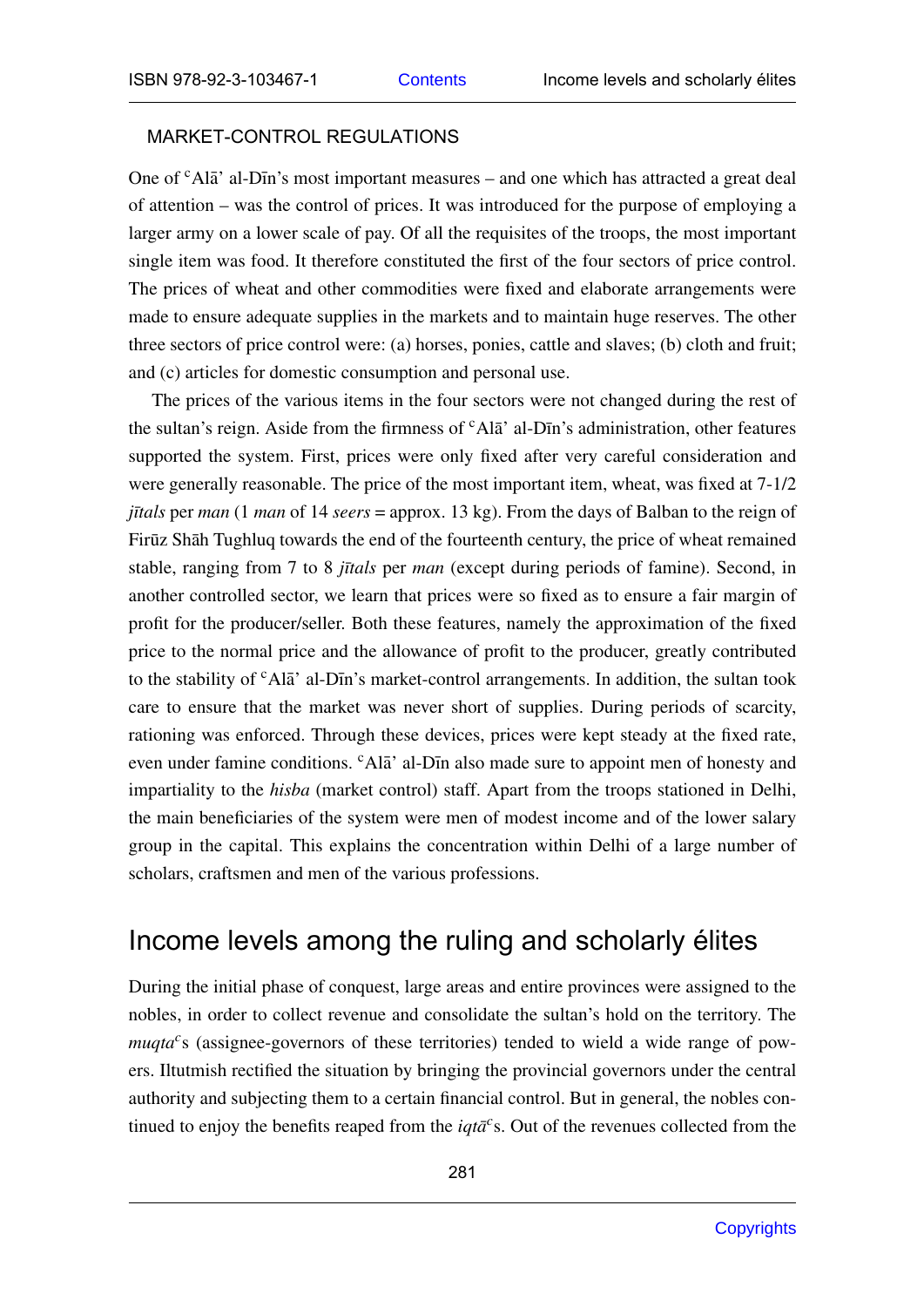### MARKET-CONTROL REGULATIONS

One of ᶜAlāʾ al-Dīn's most important measures – and one which has attracted a great deal of attention – was the control of prices. It was introduced for the purpose of employing a larger army on a lower scale of pay. Of all the requisites of the troops, the most important single item was food. It therefore constituted the first of the four sectors of price control. The prices of wheat and other commodities were fixed and elaborate arrangements were made to ensure adequate supplies in the markets and to maintain huge reserves. The other three sectors of price control were: (a) horses, ponies, cattle and slaves; (b) cloth and fruit; and (c) articles for domestic consumption and personal use.

The prices of the various items in the four sectors were not changed during the rest of the sultan's reign. Aside from the firmness of ᶜAlāʾ al-Dīn's administration, other features supported the system. First, prices were only fixed after very careful consideration and were generally reasonable. The price of the most important item, wheat, was fixed at 7-1/2 *jītals* per *man* (1 *man* of 14 *seers* = approx. 13 kg). From the days of Balban to the reign of Firūz Shāh Tughluq towards the end of the fourteenth century, the price of wheat remained stable, ranging from 7 to 8 *jītals* per *man* (except during periods of famine). Second, in another controlled sector, we learn that prices were so fixed as to ensure a fair margin of profit for the producer/seller. Both these features, namely the approximation of the fixed price to the normal price and the allowance of profit to the producer, greatly contributed to the stability of ᶜAlāʾ al-Dīn's market-control arrangements. In addition, the sultan took care to ensure that the market was never short of supplies. During periods of scarcity, rationing was enforced. Through these devices, prices were kept steady at the fixed rate, even under famine conditions. ᶜAlāʾ al-Dīn also made sure to appoint men of honesty and impartiality to the *hisba* (market control) staff. Apart from the troops stationed in Delhi, the main beneficiaries of the system were men of modest income and of the lower salary group in the capital. This explains the concentration within Delhi of a large number of scholars, craftsmen and men of the various professions.

## Income levels among the ruling and scholarly élites

During the initial phase of conquest, large areas and entire provinces were assigned to the nobles, in order to collect revenue and consolidate the sultan's hold on the territory. The *muqtaᶜ*s (assignee-governors of these territories) tended to wield a wide range of powers. Iltutmish rectified the situation by bringing the provincial governors under the central authority and subjecting them to a certain financial control. But in general, the nobles continued to enjoy the benefits reaped from the *iqtāᶜ*s. Out of the revenues collected from the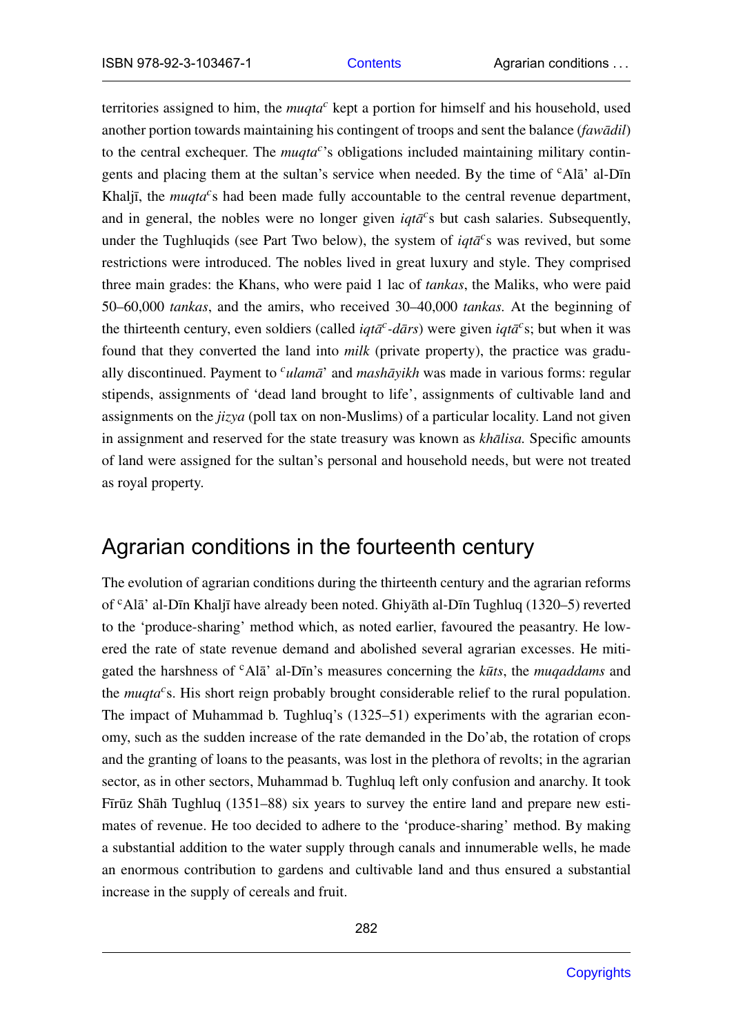territories assigned to him, the *muqta*ᶜ kept a portion for himself and his household, used another portion towards maintaining his contingent of troops and sent the balance (*fawādil*) to the central exchequer. The *muqta*ᶜ's obligations included maintaining military contingents and placing them at the sultan's service when needed. By the time of ᶜAlā' al-Dīn Khaljī, the *muqta*ᶜs had been made fully accountable to the central revenue department, and in general, the nobles were no longer given *iqtā*ᶜs but cash salaries. Subsequently, under the Tughluqids (see Part Two below), the system of *iqtā*ᶜs was revived, but some restrictions were introduced. The nobles lived in great luxury and style. They comprised three main grades: the Khans, who were paid 1 lac of *tankas*, the Maliks, who were paid 50–60,000 *tankas*, and the amirs, who received 30–40,000 *tankas*. At the beginning of the thirteenth century, even soldiers (called *iqtā*ᶜ*-dārs*) were given *iqtā*ᶜs; but when it was found that they converted the land into *milk* (private property), the practice was gradually discontinued. Payment to ᶜ*ulamā*' and *mashāyikh* was made in various forms: regular stipends, assignments of 'dead land brought to life', assignments of cultivable land and assignments on the *jizya* (poll tax on non-Muslims) of a particular locality. Land not given in assignment and reserved for the state treasury was known as *khālisa.* Specific amounts of land were assigned for the sultan's personal and household needs, but were not treated as royal property.

## Agrarian conditions in the fourteenth century

The evolution of agrarian conditions during the thirteenth century and the agrarian reforms of ᶜAlā' al-Dīn Khaljī have already been noted. Ghiyāth al-Dīn Tughluq (1320–5) reverted to the 'produce-sharing' method which, as noted earlier, favoured the peasantry. He lowered the rate of state revenue demand and abolished several agrarian excesses. He mitigated the harshness of ᶜAlā' al-Dīn's measures concerning the *kūts*, the *muqaddams* and the *muqta*ᶜs. His short reign probably brought considerable relief to the rural population. The impact of Muhammad b. Tughluq's (1325–51) experiments with the agrarian economy, such as the sudden increase of the rate demanded in the Do'ab, the rotation of crops and the granting of loans to the peasants, was lost in the plethora of revolts; in the agrarian sector, as in other sectors, Muhammad b. Tughluq left only confusion and anarchy. It took Fīrūz Shāh Tughluq (1351–88) six years to survey the entire land and prepare new estimates of revenue. He too decided to adhere to the 'produce-sharing' method. By making a substantial addition to the water supply through canals and innumerable wells, he made an enormous contribution to gardens and cultivable land and thus ensured a substantial increase in the supply of cereals and fruit.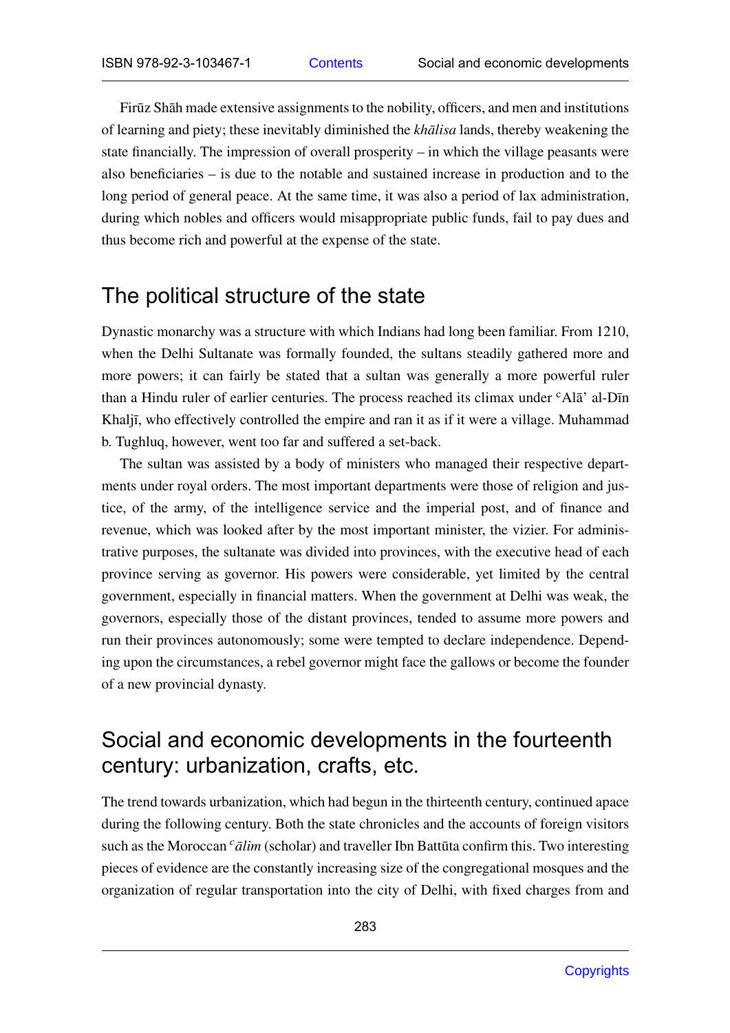Firūz Shāh made extensive assignments to the nobility, officers, and men and institutions of learning and piety; these inevitably diminished the *khālisa* lands, thereby weakening the state financially. The impression of overall prosperity – in which the village peasants were also beneficiaries – is due to the notable and sustained increase in production and to the long period of general peace. At the same time, it was also a period of lax administration, during which nobles and officers would misappropriate public funds, fail to pay dues and thus become rich and powerful at the expense of the state.

## The political structure of the state

Dynastic monarchy was a structure with which Indians had long been familiar. From 1210, when the Delhi Sultanate was formally founded, the sultans steadily gathered more and more powers; it can fairly be stated that a sultan was generally a more powerful ruler than a Hindu ruler of earlier centuries. The process reached its climax under ᶜAlā' al-Dīn Khaljī, who effectively controlled the empire and ran it as if it were a village. Muhammad b. Tughluq, however, went too far and suffered a set-back.

The sultan was assisted by a body of ministers who managed their respective departments under royal orders. The most important departments were those of religion and justice, of the army, of the intelligence service and the imperial post, and of finance and revenue, which was looked after by the most important minister, the vizier. For administrative purposes, the sultanate was divided into provinces, with the executive head of each province serving as governor. His powers were considerable, yet limited by the central government, especially in financial matters. When the government at Delhi was weak, the governors, especially those of the distant provinces, tended to assume more powers and run their provinces autonomously; some were tempted to declare independence. Depending upon the circumstances, a rebel governor might face the gallows or become the founder of a new provincial dynasty.

## Social and economic developments in the fourteenth century: urbanization, crafts, etc.

The trend towards urbanization, which had begun in the thirteenth century, continued apace during the following century. Both the state chronicles and the accounts of foreign visitors such as the Moroccan *ᶜālim* (scholar) and traveller Ibn Battūta confirm this. Two interesting pieces of evidence are the constantly increasing size of the congregational mosques and the organization of regular transportation into the city of Delhi, with fixed charges from and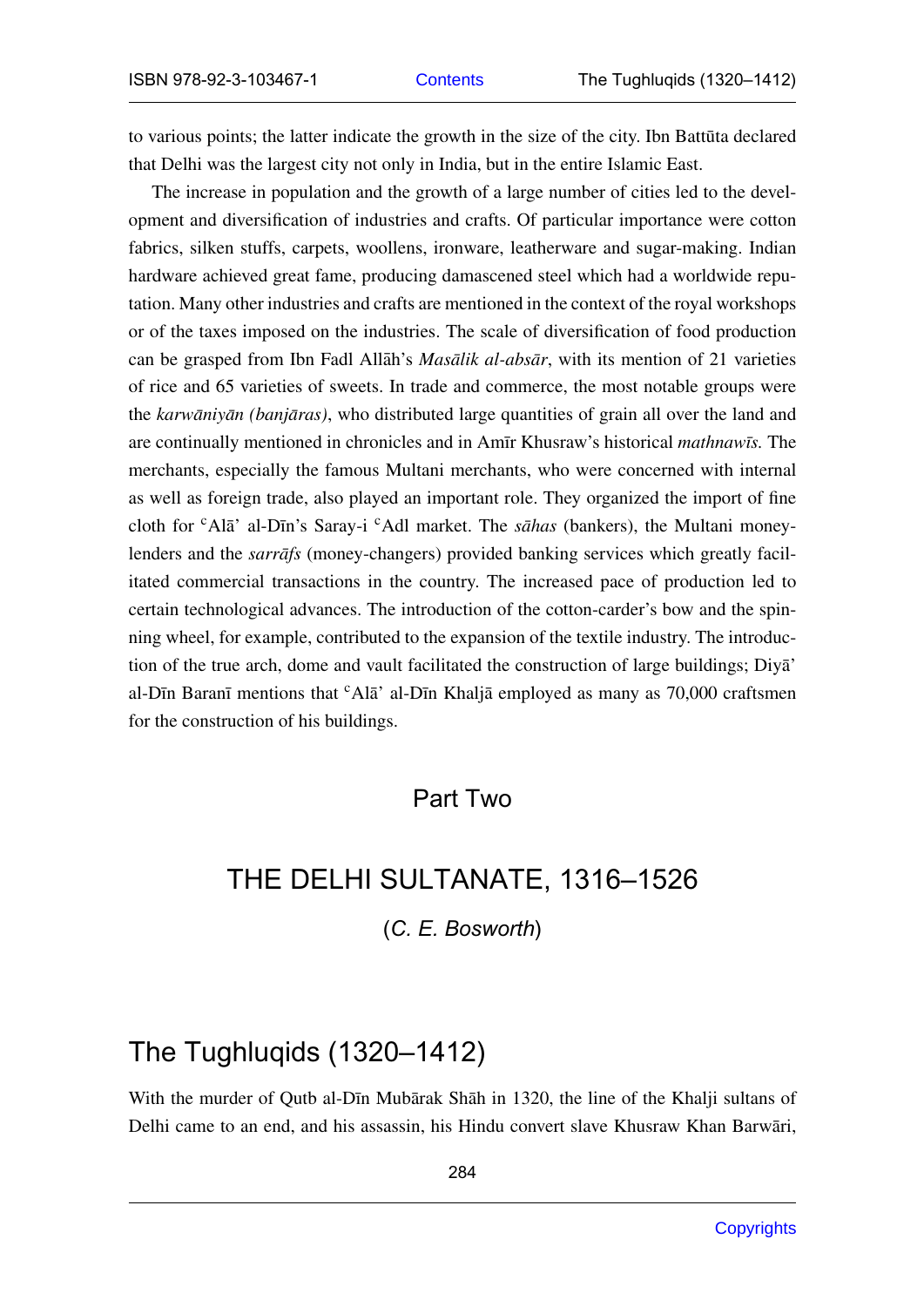to various points; the latter indicate the growth in the size of the city. Ibn Battūta declared that Delhi was the largest city not only in India, but in the entire Islamic East.

The increase in population and the growth of a large number of cities led to the development and diversification of industries and crafts. Of particular importance were cotton fabrics, silken stuffs, carpets, woollens, ironware, leatherware and sugar-making. Indian hardware achieved great fame, producing damascened steel which had a worldwide reputation. Many other industries and crafts are mentioned in the context of the royal workshops or of the taxes imposed on the industries. The scale of diversification of food production can be grasped from Ibn Fadl Allāh's *Masālik al-absār*, with its mention of 21 varieties of rice and 65 varieties of sweets. In trade and commerce, the most notable groups were the *karwāniyān (banjāras)*, who distributed large quantities of grain all over the land and are continually mentioned in chronicles and in Amīr Khusraw's historical *mathnawīs*. The merchants, especially the famous Multani merchants, who were concerned with internal as well as foreign trade, also played an important role. They organized the import of fine cloth for ᶜAlā' al-Dīn's Saray-i ᶜAdl market. The *sāhas* (bankers), the Multani moneylenders and the *sarrāfs* (money-changers) provided banking services which greatly facilitated commercial transactions in the country. The increased pace of production led to certain technological advances. The introduction of the cotton-carder's bow and the spinning wheel, for example, contributed to the expansion of the textile industry. The introduction of the true arch, dome and vault facilitated the construction of large buildings; Diyā' al-Dīn Baranī mentions that ᶜAlā' al-Dīn Khaljā employed as many as 70,000 craftsmen for the construction of his buildings.

# Part Two

# THE DELHI SULTANATE, 1316–1526

(*C. E. Bosworth*)

## The Tughluqids (1320–1412)

With the murder of Qutb al-Dīn Mubārak Shāh in 1320, the line of the Khalji sultans of Delhi came to an end, and his assassin, his Hindu convert slave Khusraw Khan Barwāri,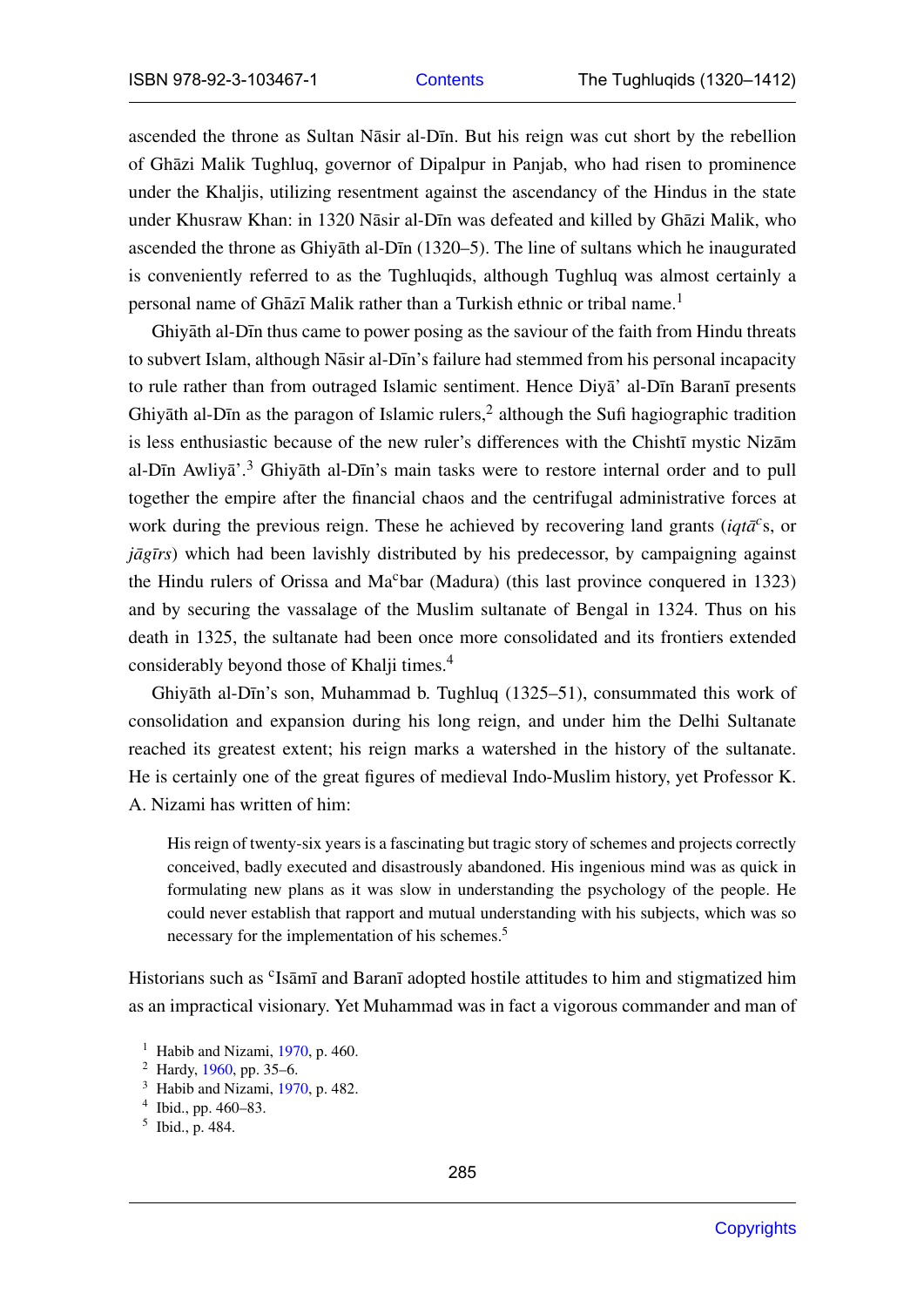ascended the throne as Sultan Nāsir al-Dīn. But his reign was cut short by the rebellion of Ghāzi Malik Tughluq, governor of Dipalpur in Panjab, who had risen to prominence under the Khaljis, utilizing resentment against the ascendancy of the Hindus in the state under Khusraw Khan: in 1320 Nāsir al-Dīn was defeated and killed by Ghāzi Malik, who ascended the throne as Ghiyāth al-Dīn (1320–5). The line of sultans which he inaugurated is conveniently referred to as the Tughluqids, although Tughluq was almost certainly a personal name of Ghāzī Malik rather than a Turkish ethnic or tribal name.[1]

Ghiyāth al-Dīn thus came to power posing as the saviour of the faith from Hindu threats to subvert Islam, although Nāsir al-Dīn's failure had stemmed from his personal incapacity to rule rather than from outraged Islamic sentiment. Hence Diyā' al-Dīn Baranī presents Ghiyāth al-Dīn as the paragon of Islamic rulers,[2] although the Sufi hagiographic tradition is less enthusiastic because of the new ruler's differences with the Chishtī mystic Nizām al-Dīn Awliyā'.[3] Ghiyāth al-Dīn's main tasks were to restore internal order and to pull together the empire after the financial chaos and the centrifugal administrative forces at work during the previous reign. These he achieved by recovering land grants (*iqtā*ᶜs, or *jāgīrs*) which had been lavishly distributed by his predecessor, by campaigning against the Hindu rulers of Orissa and Maᶜbar (Madura) (this last province conquered in 1323) and by securing the vassalage of the Muslim sultanate of Bengal in 1324. Thus on his death in 1325, the sultanate had been once more consolidated and its frontiers extended considerably beyond those of Khalji times.[4]

Ghiyāth al-Dīn's son, Muhammad b. Tughluq (1325–51), consummated this work of consolidation and expansion during his long reign, and under him the Delhi Sultanate reached its greatest extent; his reign marks a watershed in the history of the sultanate. He is certainly one of the great figures of medieval Indo-Muslim history, yet Professor K. A. Nizami has written of him:

> His reign of twenty-six years is a fascinating but tragic story of schemes and projects correctly conceived, badly executed and disastrously abandoned. His ingenious mind was as quick in formulating new plans as it was slow in understanding the psychology of the people. He could never establish that rapport and mutual understanding with his subjects, which was so necessary for the implementation of his schemes.[5]

Historians such as ᶜIsāmī and Baranī adopted hostile attitudes to him and stigmatized him as an impractical visionary. Yet Muhammad was in fact a vigorous commander and man of

---

[1] Habib and Nizami, 1970, p. 460.
[2] Hardy, 1960, pp. 35–6.
[3] Habib and Nizami, 1970, p. 482.
[4] Ibid., pp. 460–83.
[5] Ibid., p. 484.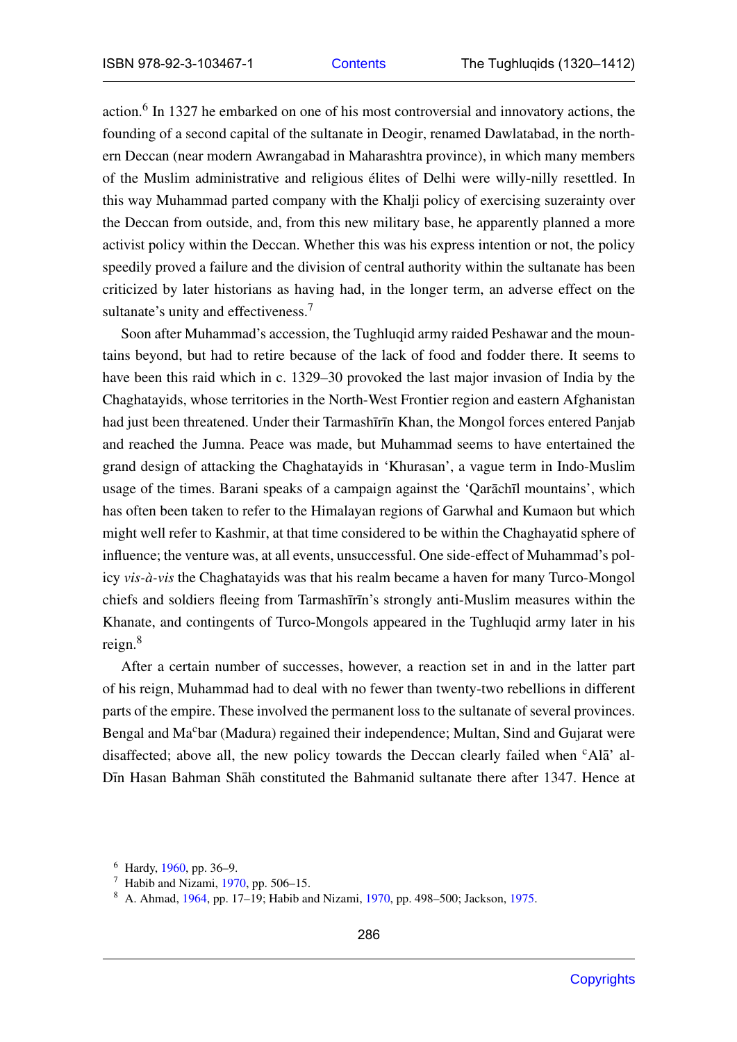action.[6] In 1327 he embarked on one of his most controversial and innovatory actions, the founding of a second capital of the sultanate in Deogir, renamed Dawlatabad, in the northern Deccan (near modern Awrangabad in Maharashtra province), in which many members of the Muslim administrative and religious élites of Delhi were willy-nilly resettled. In this way Muhammad parted company with the Khalji policy of exercising suzerainty over the Deccan from outside, and, from this new military base, he apparently planned a more activist policy within the Deccan. Whether this was his express intention or not, the policy speedily proved a failure and the division of central authority within the sultanate has been criticized by later historians as having had, in the longer term, an adverse effect on the sultanate's unity and effectiveness.[7]

Soon after Muhammad's accession, the Tughluqid army raided Peshawar and the mountains beyond, but had to retire because of the lack of food and fodder there. It seems to have been this raid which in c. 1329–30 provoked the last major invasion of India by the Chaghatayids, whose territories in the North-West Frontier region and eastern Afghanistan had just been threatened. Under their Tarmashīrīn Khan, the Mongol forces entered Panjab and reached the Jumna. Peace was made, but Muhammad seems to have entertained the grand design of attacking the Chaghatayids in 'Khurasan', a vague term in Indo-Muslim usage of the times. Barani speaks of a campaign against the 'Qarāchīl mountains', which has often been taken to refer to the Himalayan regions of Garwhal and Kumaon but which might well refer to Kashmir, at that time considered to be within the Chaghayatid sphere of influence; the venture was, at all events, unsuccessful. One side-effect of Muhammad's policy *vis-à-vis* the Chaghatayids was that his realm became a haven for many Turco-Mongol chiefs and soldiers fleeing from Tarmashīrīn's strongly anti-Muslim measures within the Khanate, and contingents of Turco-Mongols appeared in the Tughluqid army later in his reign.[8]

After a certain number of successes, however, a reaction set in and in the latter part of his reign, Muhammad had to deal with no fewer than twenty-two rebellions in different parts of the empire. These involved the permanent loss to the sultanate of several provinces. Bengal and Maᶜbar (Madura) regained their independence; Multan, Sind and Gujarat were disaffected; above all, the new policy towards the Deccan clearly failed when ᶜAlā' al-Dīn Hasan Bahman Shāh constituted the Bahmanid sultanate there after 1347. Hence at

[6] Hardy, 1960, pp. 36–9.

[7] Habib and Nizami, 1970, pp. 506–15.

[8] A. Ahmad, 1964, pp. 17–19; Habib and Nizami, 1970, pp. 498–500; Jackson, 1975.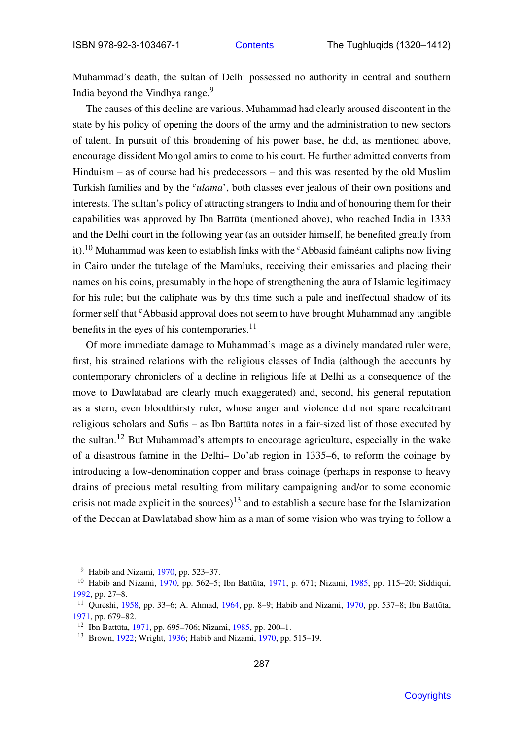Muhammad's death, the sultan of Delhi possessed no authority in central and southern India beyond the Vindhya range.[9]

The causes of this decline are various. Muhammad had clearly aroused discontent in the state by his policy of opening the doors of the army and the administration to new sectors of talent. In pursuit of this broadening of his power base, he did, as mentioned above, encourage dissident Mongol amirs to come to his court. He further admitted converts from Hinduism – as of course had his predecessors – and this was resented by the old Muslim Turkish families and by the *ᶜulamā*', both classes ever jealous of their own positions and interests. The sultan's policy of attracting strangers to India and of honouring them for their capabilities was approved by Ibn Battūta (mentioned above), who reached India in 1333 and the Delhi court in the following year (as an outsider himself, he benefited greatly from it).[10] Muhammad was keen to establish links with the ᶜAbbasid fainéant caliphs now living in Cairo under the tutelage of the Mamluks, receiving their emissaries and placing their names on his coins, presumably in the hope of strengthening the aura of Islamic legitimacy for his rule; but the caliphate was by this time such a pale and ineffectual shadow of its former self that ᶜAbbasid approval does not seem to have brought Muhammad any tangible benefits in the eyes of his contemporaries.[11]

Of more immediate damage to Muhammad's image as a divinely mandated ruler were, first, his strained relations with the religious classes of India (although the accounts by contemporary chroniclers of a decline in religious life at Delhi as a consequence of the move to Dawlatabad are clearly much exaggerated) and, second, his general reputation as a stern, even bloodthirsty ruler, whose anger and violence did not spare recalcitrant religious scholars and Sufis – as Ibn Battūta notes in a fair-sized list of those executed by the sultan.[12] But Muhammad's attempts to encourage agriculture, especially in the wake of a disastrous famine in the Delhi– Do'ab region in 1335–6, to reform the coinage by introducing a low-denomination copper and brass coinage (perhaps in response to heavy drains of precious metal resulting from military campaigning and/or to some economic crisis not made explicit in the sources)[13] and to establish a secure base for the Islamization of the Deccan at Dawlatabad show him as a man of some vision who was trying to follow a

---

[9] Habib and Nizami, 1970, pp. 523–37.

[10] Habib and Nizami, 1970, pp. 562–5; Ibn Battūta, 1971, p. 671; Nizami, 1985, pp. 115–20; Siddiqui, 1992, pp. 27–8.

[11] Qureshi, 1958, pp. 33–6; A. Ahmad, 1964, pp. 8–9; Habib and Nizami, 1970, pp. 537–8; Ibn Battūta, 1971, pp. 679–82.

[12] Ibn Battūta, 1971, pp. 695–706; Nizami, 1985, pp. 200–1.

[13] Brown, 1922; Wright, 1936; Habib and Nizami, 1970, pp. 515–19.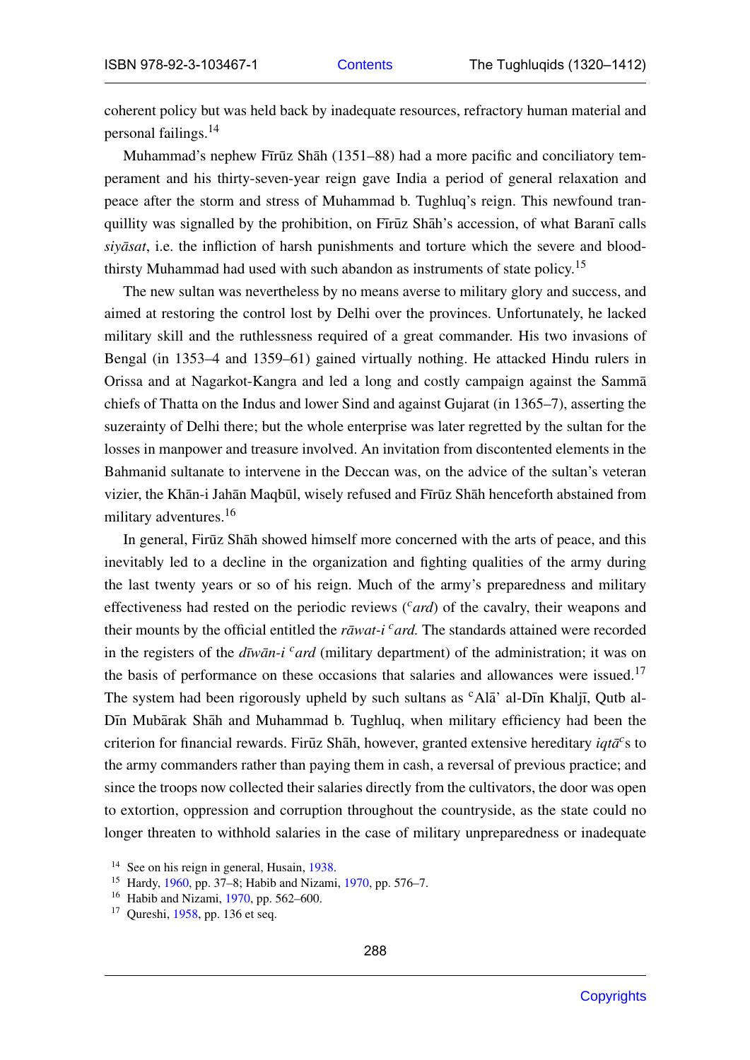coherent policy but was held back by inadequate resources, refractory human material and personal failings.[14]

Muhammad's nephew Fīrūz Shāh (1351–88) had a more pacific and conciliatory temperament and his thirty-seven-year reign gave India a period of general relaxation and peace after the storm and stress of Muhammad b. Tughluq's reign. This newfound tranquillity was signalled by the prohibition, on Fīrūz Shāh's accession, of what Baranī calls *siyāsat*, i.e. the infliction of harsh punishments and torture which the severe and bloodthirsty Muhammad had used with such abandon as instruments of state policy.[15]

The new sultan was nevertheless by no means averse to military glory and success, and aimed at restoring the control lost by Delhi over the provinces. Unfortunately, he lacked military skill and the ruthlessness required of a great commander. His two invasions of Bengal (in 1353–4 and 1359–61) gained virtually nothing. He attacked Hindu rulers in Orissa and at Nagarkot-Kangra and led a long and costly campaign against the Sammā chiefs of Thatta on the Indus and lower Sind and against Gujarat (in 1365–7), asserting the suzerainty of Delhi there; but the whole enterprise was later regretted by the sultan for the losses in manpower and treasure involved. An invitation from discontented elements in the Bahmanid sultanate to intervene in the Deccan was, on the advice of the sultan's veteran vizier, the Khān-i Jahān Maqbūl, wisely refused and Fīrūz Shāh henceforth abstained from military adventures.[16]

In general, Firūz Shāh showed himself more concerned with the arts of peace, and this inevitably led to a decline in the organization and fighting qualities of the army during the last twenty years or so of his reign. Much of the army's preparedness and military effectiveness had rested on the periodic reviews (*ᶜard*) of the cavalry, their weapons and their mounts by the official entitled the *rāwat-i ᶜard*. The standards attained were recorded in the registers of the *dīwān-i ᶜard* (military department) of the administration; it was on the basis of performance on these occasions that salaries and allowances were issued.[17] The system had been rigorously upheld by such sultans as ᶜAlā' al-Dīn Khaljī, Qutb al-Dīn Mubārak Shāh and Muhammad b. Tughluq, when military efficiency had been the criterion for financial rewards. Firūz Shāh, however, granted extensive hereditary *iqtāᶜ*s to the army commanders rather than paying them in cash, a reversal of previous practice; and since the troops now collected their salaries directly from the cultivators, the door was open to extortion, oppression and corruption throughout the countryside, as the state could no longer threaten to withhold salaries in the case of military unpreparedness or inadequate

[14] See on his reign in general, Husain, 1938.
[15] Hardy, 1960, pp. 37–8; Habib and Nizami, 1970, pp. 576–7.
[16] Habib and Nizami, 1970, pp. 562–600.
[17] Qureshi, 1958, pp. 136 et seq.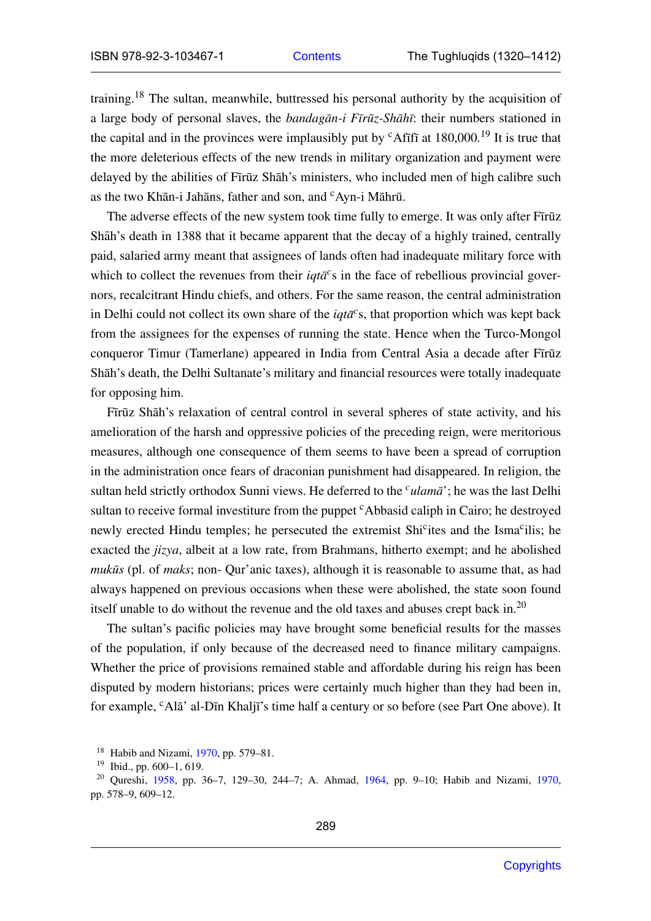training.[18] The sultan, meanwhile, buttressed his personal authority by the acquisition of a large body of personal slaves, the *bandagān-i Fīrūz-Shāhī*: their numbers stationed in the capital and in the provinces were implausibly put by ʿAfīfī at 180,000.[19] It is true that the more deleterious effects of the new trends in military organization and payment were delayed by the abilities of Fīrūz Shāh's ministers, who included men of high calibre such as the two Khān-i Jahāns, father and son, and ʿAyn-i Māhrū.

The adverse effects of the new system took time fully to emerge. It was only after Fīrūz Shāh's death in 1388 that it became apparent that the decay of a highly trained, centrally paid, salaried army meant that assignees of lands often had inadequate military force with which to collect the revenues from their *iqtāʿ*s in the face of rebellious provincial governors, recalcitrant Hindu chiefs, and others. For the same reason, the central administration in Delhi could not collect its own share of the *iqtāʿ*s, that proportion which was kept back from the assignees for the expenses of running the state. Hence when the Turco-Mongol conqueror Timur (Tamerlane) appeared in India from Central Asia a decade after Fīrūz Shāh's death, the Delhi Sultanate's military and financial resources were totally inadequate for opposing him.

Fīrūz Shāh's relaxation of central control in several spheres of state activity, and his amelioration of the harsh and oppressive policies of the preceding reign, were meritorious measures, although one consequence of them seems to have been a spread of corruption in the administration once fears of draconian punishment had disappeared. In religion, the sultan held strictly orthodox Sunni views. He deferred to the *ʿulamā*'; he was the last Delhi sultan to receive formal investiture from the puppet ʿAbbasid caliph in Cairo; he destroyed newly erected Hindu temples; he persecuted the extremist Shiʿites and the Ismaʿilis; he exacted the *jizya*, albeit at a low rate, from Brahmans, hitherto exempt; and he abolished *mukūs* (pl. of *maks*; non- Qur'anic taxes), although it is reasonable to assume that, as had always happened on previous occasions when these were abolished, the state soon found itself unable to do without the revenue and the old taxes and abuses crept back in.[20]

The sultan's pacific policies may have brought some beneficial results for the masses of the population, if only because of the decreased need to finance military campaigns. Whether the price of provisions remained stable and affordable during his reign has been disputed by modern historians; prices were certainly much higher than they had been in, for example, ʿAlā' al-Dīn Khaljī's time half a century or so before (see Part One above). It

[18] Habib and Nizami, 1970, pp. 579–81.

[19] Ibid., pp. 600–1, 619.

[20] Qureshi, 1958, pp. 36–7, 129–30, 244–7; A. Ahmad, 1964, pp. 9–10; Habib and Nizami, 1970, pp. 578–9, 609–12.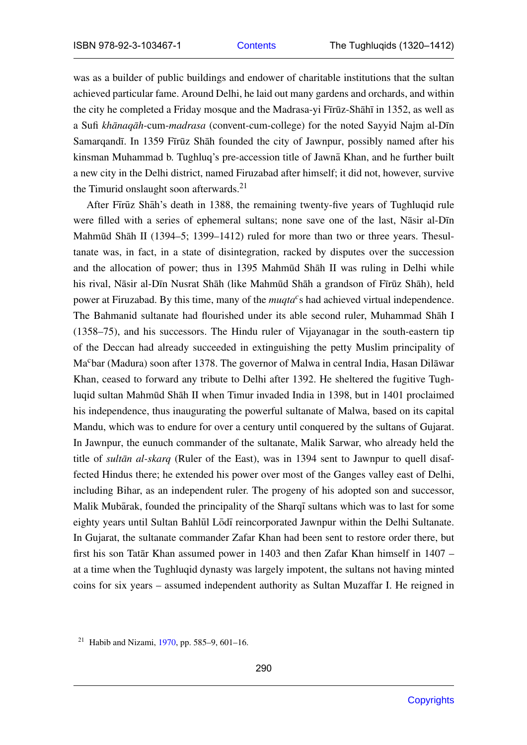was as a builder of public buildings and endower of charitable institutions that the sultan achieved particular fame. Around Delhi, he laid out many gardens and orchards, and within the city he completed a Friday mosque and the Madrasa-yi Fīrūz-Shāhī in 1352, as well as a Sufi *khānaqāh*-cum-*madrasa* (convent-cum-college) for the noted Sayyid Najm al-Dīn Samarqandī. In 1359 Fīrūz Shāh founded the city of Jawnpur, possibly named after his kinsman Muhammad b. Tughluq's pre-accession title of Jawnā Khan, and he further built a new city in the Delhi district, named Firuzabad after himself; it did not, however, survive the Timurid onslaught soon afterwards.[21]

After Fīrūz Shāh's death in 1388, the remaining twenty-five years of Tughluqid rule were filled with a series of ephemeral sultans; none save one of the last, Nāsir al-Dīn Mahmūd Shāh II (1394–5; 1399–1412) ruled for more than two or three years. Thesultanate was, in fact, in a state of disintegration, racked by disputes over the succession and the allocation of power; thus in 1395 Mahmūd Shāh II was ruling in Delhi while his rival, Nāsir al-Dīn Nusrat Shāh (like Mahmūd Shāh a grandson of Fīrūz Shāh), held power at Firuzabad. By this time, many of the *muqtaᶜ*s had achieved virtual independence. The Bahmanid sultanate had flourished under its able second ruler, Muhammad Shāh I (1358–75), and his successors. The Hindu ruler of Vijayanagar in the south-eastern tip of the Deccan had already succeeded in extinguishing the petty Muslim principality of Maᶜbar (Madura) soon after 1378. The governor of Malwa in central India, Hasan Dilāwar Khan, ceased to forward any tribute to Delhi after 1392. He sheltered the fugitive Tughluqid sultan Mahmūd Shāh II when Timur invaded India in 1398, but in 1401 proclaimed his independence, thus inaugurating the powerful sultanate of Malwa, based on its capital Mandu, which was to endure for over a century until conquered by the sultans of Gujarat. In Jawnpur, the eunuch commander of the sultanate, Malik Sarwar, who already held the title of *sultān al-skarq* (Ruler of the East), was in 1394 sent to Jawnpur to quell disaffected Hindus there; he extended his power over most of the Ganges valley east of Delhi, including Bihar, as an independent ruler. The progeny of his adopted son and successor, Malik Mubārak, founded the principality of the Sharqī sultans which was to last for some eighty years until Sultan Bahlūl Lōdī reincorporated Jawnpur within the Delhi Sultanate. In Gujarat, the sultanate commander Zafar Khan had been sent to restore order there, but first his son Tatār Khan assumed power in 1403 and then Zafar Khan himself in 1407 – at a time when the Tughluqid dynasty was largely impotent, the sultans not having minted coins for six years – assumed independent authority as Sultan Muzaffar I. He reigned in

[21] Habib and Nizami, 1970, pp. 585–9, 601–16.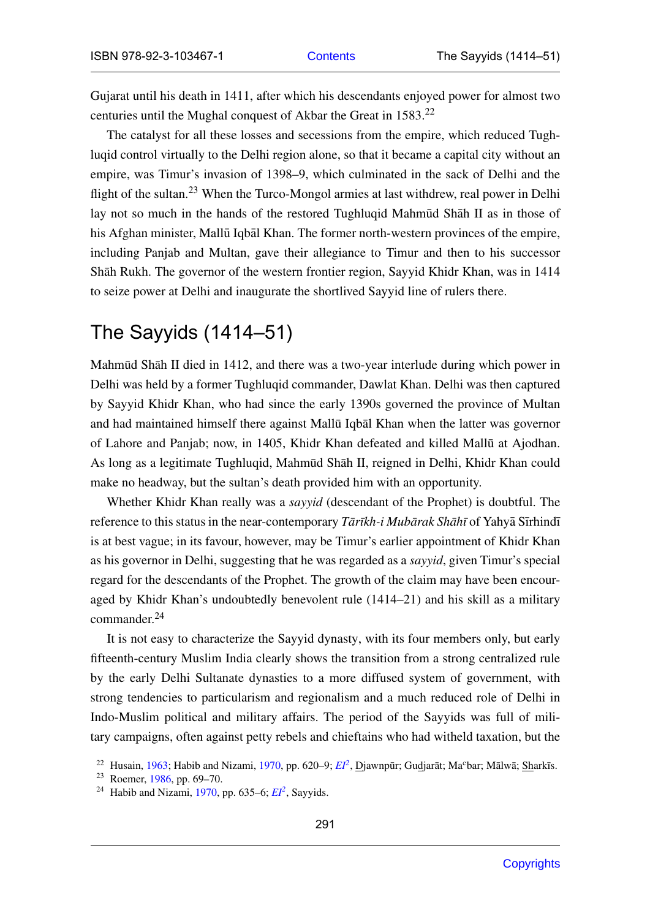Gujarat until his death in 1411, after which his descendants enjoyed power for almost two centuries until the Mughal conquest of Akbar the Great in 1583.[22]

The catalyst for all these losses and secessions from the empire, which reduced Tughluqid control virtually to the Delhi region alone, so that it became a capital city without an empire, was Timur's invasion of 1398–9, which culminated in the sack of Delhi and the flight of the sultan.[23] When the Turco-Mongol armies at last withdrew, real power in Delhi lay not so much in the hands of the restored Tughluqid Mahmūd Shāh II as in those of his Afghan minister, Mallū Iqbāl Khan. The former north-western provinces of the empire, including Panjab and Multan, gave their allegiance to Timur and then to his successor Shāh Rukh. The governor of the western frontier region, Sayyid Khidr Khan, was in 1414 to seize power at Delhi and inaugurate the shortlived Sayyid line of rulers there.

## The Sayyids (1414–51)

Mahmūd Shāh II died in 1412, and there was a two-year interlude during which power in Delhi was held by a former Tughluqid commander, Dawlat Khan. Delhi was then captured by Sayyid Khidr Khan, who had since the early 1390s governed the province of Multan and had maintained himself there against Mallū Iqbāl Khan when the latter was governor of Lahore and Panjab; now, in 1405, Khidr Khan defeated and killed Mallū at Ajodhan. As long as a legitimate Tughluqid, Mahmūd Shāh II, reigned in Delhi, Khidr Khan could make no headway, but the sultan's death provided him with an opportunity.

Whether Khidr Khan really was a *sayyid* (descendant of the Prophet) is doubtful. The reference to this status in the near-contemporary *Tārīkh-i Mubārak Shāhī* of Yahyā Sīrhindī is at best vague; in its favour, however, may be Timur's earlier appointment of Khidr Khan as his governor in Delhi, suggesting that he was regarded as a *sayyid*, given Timur's special regard for the descendants of the Prophet. The growth of the claim may have been encouraged by Khidr Khan's undoubtedly benevolent rule (1414–21) and his skill as a military commander.[24]

It is not easy to characterize the Sayyid dynasty, with its four members only, but early fifteenth-century Muslim India clearly shows the transition from a strong centralized rule by the early Delhi Sultanate dynasties to a more diffused system of government, with strong tendencies to particularism and regionalism and a much reduced role of Delhi in Indo-Muslim political and military affairs. The period of the Sayyids was full of military campaigns, often against petty rebels and chieftains who had witheld taxation, but the

---

[22] Husain, 1963; Habib and Nizami, 1970, pp. 620–9; *EI*², Djawnpūr; Gudjarāt; Maᶜbar; Mālwā; Sharkīs.

[23] Roemer, 1986, pp. 69–70.

[24] Habib and Nizami, 1970, pp. 635–6; *EI*², Sayyids.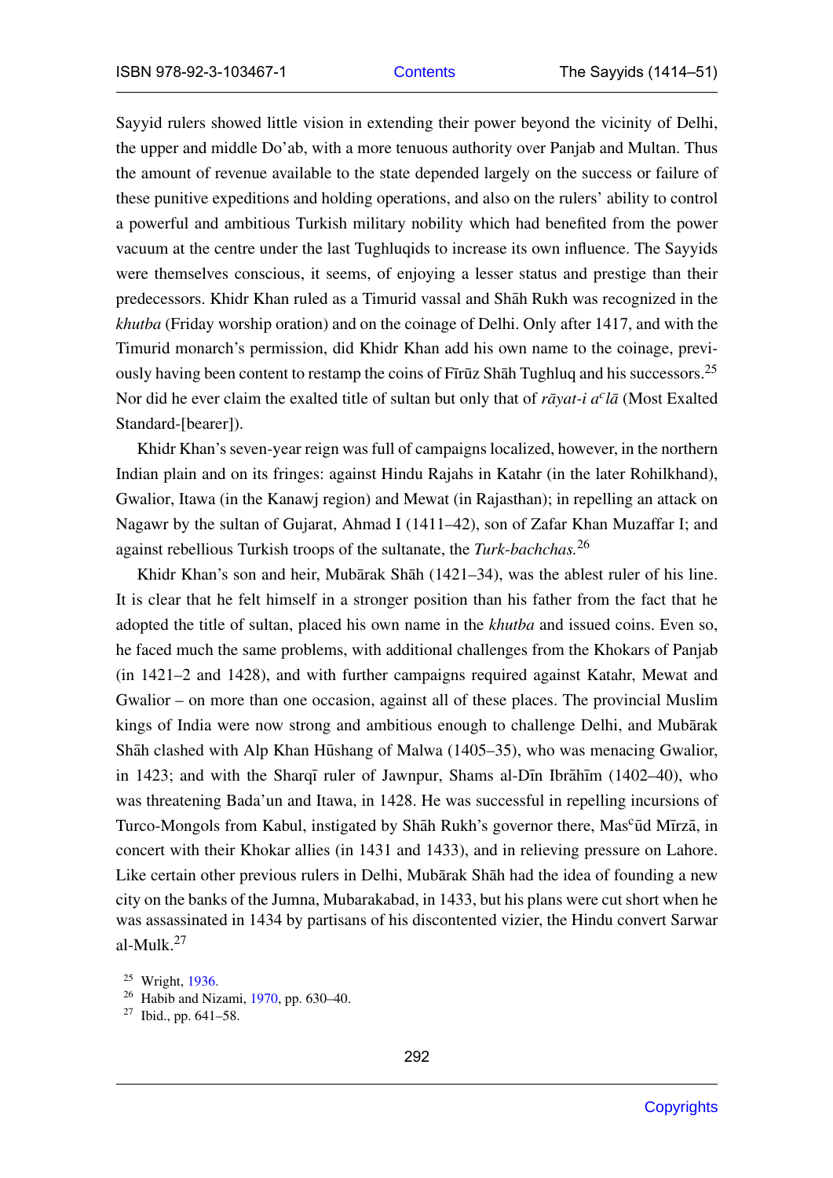Sayyid rulers showed little vision in extending their power beyond the vicinity of Delhi, the upper and middle Do'ab, with a more tenuous authority over Panjab and Multan. Thus the amount of revenue available to the state depended largely on the success or failure of these punitive expeditions and holding operations, and also on the rulers' ability to control a powerful and ambitious Turkish military nobility which had benefited from the power vacuum at the centre under the last Tughluqids to increase its own influence. The Sayyids were themselves conscious, it seems, of enjoying a lesser status and prestige than their predecessors. Khidr Khan ruled as a Timurid vassal and Shāh Rukh was recognized in the *khutba* (Friday worship oration) and on the coinage of Delhi. Only after 1417, and with the Timurid monarch's permission, did Khidr Khan add his own name to the coinage, previously having been content to restamp the coins of Fīrūz Shāh Tughluq and his successors.[25] Nor did he ever claim the exalted title of sultan but only that of *rāyat-i a*ᶜ*lā* (Most Exalted Standard-[bearer]).

Khidr Khan's seven-year reign was full of campaigns localized, however, in the northern Indian plain and on its fringes: against Hindu Rajahs in Katahr (in the later Rohilkhand), Gwalior, Itawa (in the Kanawj region) and Mewat (in Rajasthan); in repelling an attack on Nagawr by the sultan of Gujarat, Ahmad I (1411–42), son of Zafar Khan Muzaffar I; and against rebellious Turkish troops of the sultanate, the *Turk-bachchas*.[26]

Khidr Khan's son and heir, Mubārak Shāh (1421–34), was the ablest ruler of his line. It is clear that he felt himself in a stronger position than his father from the fact that he adopted the title of sultan, placed his own name in the *khutba* and issued coins. Even so, he faced much the same problems, with additional challenges from the Khokars of Panjab (in 1421–2 and 1428), and with further campaigns required against Katahr, Mewat and Gwalior – on more than one occasion, against all of these places. The provincial Muslim kings of India were now strong and ambitious enough to challenge Delhi, and Mubārak Shāh clashed with Alp Khan Hūshang of Malwa (1405–35), who was menacing Gwalior, in 1423; and with the Sharqī ruler of Jawnpur, Shams al-Dīn Ibrāhīm (1402–40), who was threatening Bada'un and Itawa, in 1428. He was successful in repelling incursions of Turco-Mongols from Kabul, instigated by Shāh Rukh's governor there, Masᶜūd Mīrzā, in concert with their Khokar allies (in 1431 and 1433), and in relieving pressure on Lahore. Like certain other previous rulers in Delhi, Mubārak Shāh had the idea of founding a new city on the banks of the Jumna, Mubarakabad, in 1433, but his plans were cut short when he was assassinated in 1434 by partisans of his discontented vizier, the Hindu convert Sarwar al-Mulk.[27]

[25] Wright, 1936.

[26] Habib and Nizami, 1970, pp. 630–40.

[27] Ibid., pp. 641–58.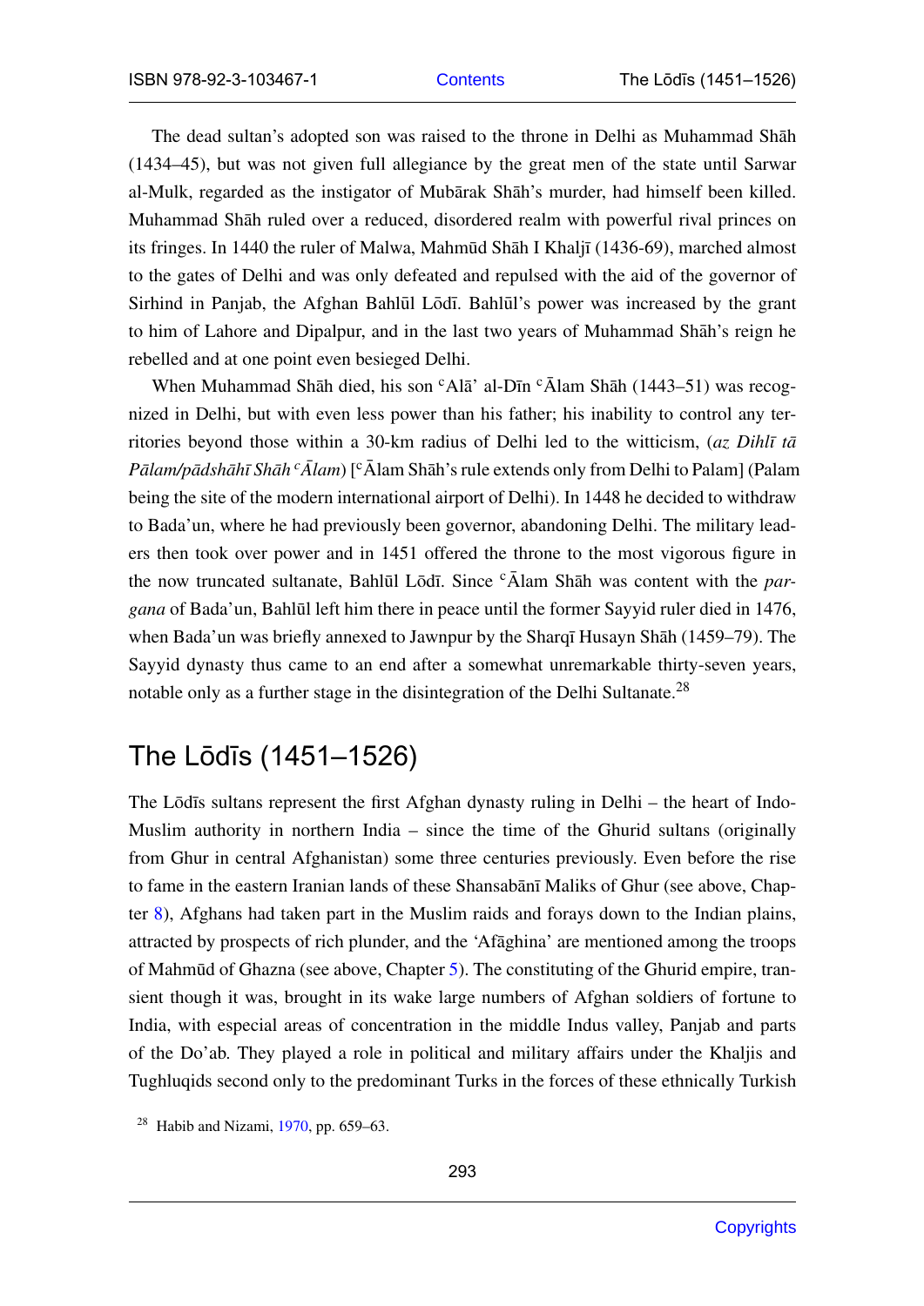The dead sultan's adopted son was raised to the throne in Delhi as Muhammad Shāh (1434–45), but was not given full allegiance by the great men of the state until Sarwar al-Mulk, regarded as the instigator of Mubārak Shāh's murder, had himself been killed. Muhammad Shāh ruled over a reduced, disordered realm with powerful rival princes on its fringes. In 1440 the ruler of Malwa, Mahmūd Shāh I Khaljī (1436-69), marched almost to the gates of Delhi and was only defeated and repulsed with the aid of the governor of Sirhind in Panjab, the Afghan Bahlūl Lōdī. Bahlūl's power was increased by the grant to him of Lahore and Dipalpur, and in the last two years of Muhammad Shāh's reign he rebelled and at one point even besieged Delhi.

When Muhammad Shāh died, his son ᶜAlā' al-Dīn ᶜĀlam Shāh (1443–51) was recognized in Delhi, but with even less power than his father; his inability to control any territories beyond those within a 30-km radius of Delhi led to the witticism, (*az Dihlī tā Pālam/pādshāhī Shāh ᶜĀlam*) [ᶜĀlam Shāh's rule extends only from Delhi to Palam] (Palam being the site of the modern international airport of Delhi). In 1448 he decided to withdraw to Bada'un, where he had previously been governor, abandoning Delhi. The military leaders then took over power and in 1451 offered the throne to the most vigorous figure in the now truncated sultanate, Bahlūl Lōdī. Since ᶜĀlam Shāh was content with the *pargana* of Bada'un, Bahlūl left him there in peace until the former Sayyid ruler died in 1476, when Bada'un was briefly annexed to Jawnpur by the Sharqī Husayn Shāh (1459–79). The Sayyid dynasty thus came to an end after a somewhat unremarkable thirty-seven years, notable only as a further stage in the disintegration of the Delhi Sultanate.[28]

## The Lōdīs (1451–1526)

The Lōdīs sultans represent the first Afghan dynasty ruling in Delhi – the heart of Indo-Muslim authority in northern India – since the time of the Ghurid sultans (originally from Ghur in central Afghanistan) some three centuries previously. Even before the rise to fame in the eastern Iranian lands of these Shansabānī Maliks of Ghur (see above, Chapter 8), Afghans had taken part in the Muslim raids and forays down to the Indian plains, attracted by prospects of rich plunder, and the 'Afāghina' are mentioned among the troops of Mahmūd of Ghazna (see above, Chapter 5). The constituting of the Ghurid empire, transient though it was, brought in its wake large numbers of Afghan soldiers of fortune to India, with especial areas of concentration in the middle Indus valley, Panjab and parts of the Do'ab. They played a role in political and military affairs under the Khaljis and Tughluqids second only to the predominant Turks in the forces of these ethnically Turkish

[28] Habib and Nizami, 1970, pp. 659–63.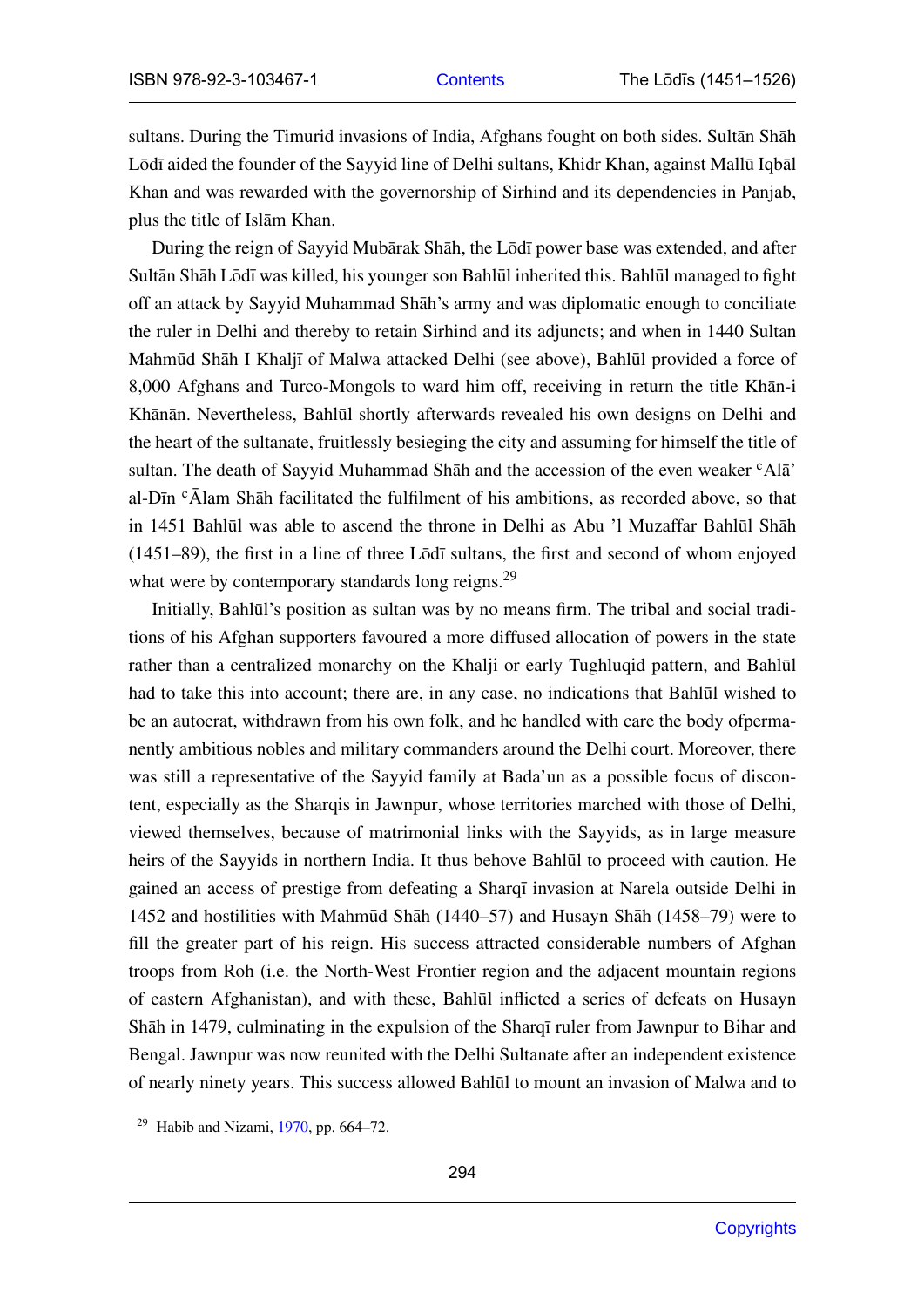sultans. During the Timurid invasions of India, Afghans fought on both sides. Sultān Shāh Lōdī aided the founder of the Sayyid line of Delhi sultans, Khidr Khan, against Mallū Iqbāl Khan and was rewarded with the governorship of Sirhind and its dependencies in Panjab, plus the title of Islām Khan.

During the reign of Sayyid Mubārak Shāh, the Lōdī power base was extended, and after Sultān Shāh Lōdī was killed, his younger son Bahlūl inherited this. Bahlūl managed to fight off an attack by Sayyid Muhammad Shāh's army and was diplomatic enough to conciliate the ruler in Delhi and thereby to retain Sirhind and its adjuncts; and when in 1440 Sultan Mahmūd Shāh I Khaljī of Malwa attacked Delhi (see above), Bahlūl provided a force of 8,000 Afghans and Turco-Mongols to ward him off, receiving in return the title Khān-i Khānān. Nevertheless, Bahlūl shortly afterwards revealed his own designs on Delhi and the heart of the sultanate, fruitlessly besieging the city and assuming for himself the title of sultan. The death of Sayyid Muhammad Shāh and the accession of the even weaker ᶜAlā' al-Dīn ᶜĀlam Shāh facilitated the fulfilment of his ambitions, as recorded above, so that in 1451 Bahlūl was able to ascend the throne in Delhi as Abu 'l Muzaffar Bahlūl Shāh (1451–89), the first in a line of three Lōdī sultans, the first and second of whom enjoyed what were by contemporary standards long reigns.[29]

Initially, Bahlūl's position as sultan was by no means firm. The tribal and social traditions of his Afghan supporters favoured a more diffused allocation of powers in the state rather than a centralized monarchy on the Khalji or early Tughluqid pattern, and Bahlūl had to take this into account; there are, in any case, no indications that Bahlūl wished to be an autocrat, withdrawn from his own folk, and he handled with care the body ofpermanently ambitious nobles and military commanders around the Delhi court. Moreover, there was still a representative of the Sayyid family at Bada'un as a possible focus of discontent, especially as the Sharqis in Jawnpur, whose territories marched with those of Delhi, viewed themselves, because of matrimonial links with the Sayyids, as in large measure heirs of the Sayyids in northern India. It thus behove Bahlūl to proceed with caution. He gained an access of prestige from defeating a Sharqī invasion at Narela outside Delhi in 1452 and hostilities with Mahmūd Shāh (1440–57) and Husayn Shāh (1458–79) were to fill the greater part of his reign. His success attracted considerable numbers of Afghan troops from Roh (i.e. the North-West Frontier region and the adjacent mountain regions of eastern Afghanistan), and with these, Bahlūl inflicted a series of defeats on Husayn Shāh in 1479, culminating in the expulsion of the Sharqī ruler from Jawnpur to Bihar and Bengal. Jawnpur was now reunited with the Delhi Sultanate after an independent existence of nearly ninety years. This success allowed Bahlūl to mount an invasion of Malwa and to

[29] Habib and Nizami, 1970, pp. 664–72.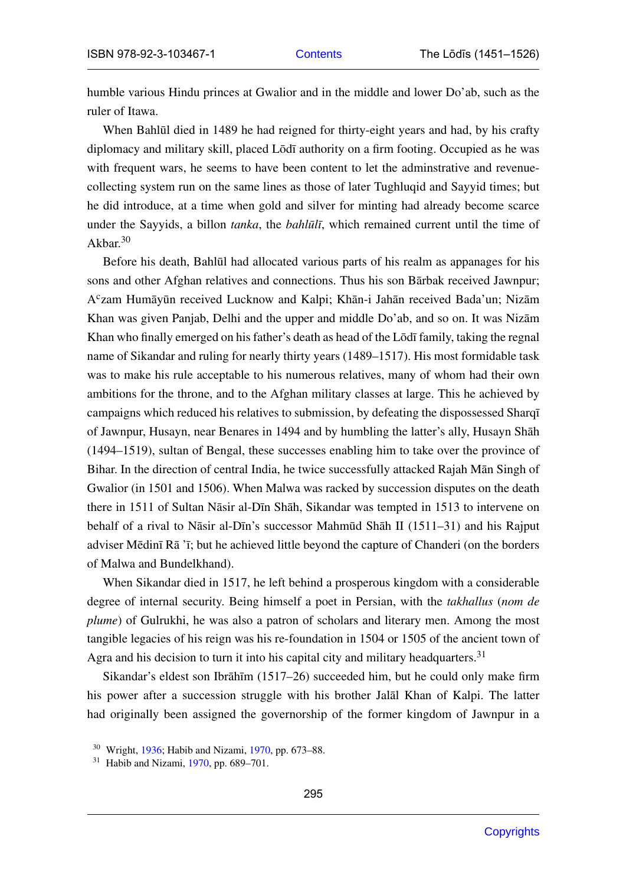humble various Hindu princes at Gwalior and in the middle and lower Do'ab, such as the ruler of Itawa.

When Bahlūl died in 1489 he had reigned for thirty-eight years and had, by his crafty diplomacy and military skill, placed Lōdī authority on a firm footing. Occupied as he was with frequent wars, he seems to have been content to let the adminstrative and revenue-collecting system run on the same lines as those of later Tughluqid and Sayyid times; but he did introduce, at a time when gold and silver for minting had already become scarce under the Sayyids, a billon *tanka*, the *bahlūlī*, which remained current until the time of Akbar.[30]

Before his death, Bahlūl had allocated various parts of his realm as appanages for his sons and other Afghan relatives and connections. Thus his son Bārbak received Jawnpur; A<sup>c</sup>zam Humāyūn received Lucknow and Kalpi; Khān-i Jahān received Bada'un; Nizām Khan was given Panjab, Delhi and the upper and middle Do'ab, and so on. It was Nizām Khan who finally emerged on his father's death as head of the Lōdī family, taking the regnal name of Sikandar and ruling for nearly thirty years (1489–1517). His most formidable task was to make his rule acceptable to his numerous relatives, many of whom had their own ambitions for the throne, and to the Afghan military classes at large. This he achieved by campaigns which reduced his relatives to submission, by defeating the dispossessed Sharqī of Jawnpur, Husayn, near Benares in 1494 and by humbling the latter's ally, Husayn Shāh (1494–1519), sultan of Bengal, these successes enabling him to take over the province of Bihar. In the direction of central India, he twice successfully attacked Rajah Mān Singh of Gwalior (in 1501 and 1506). When Malwa was racked by succession disputes on the death there in 1511 of Sultan Nāsir al-Dīn Shāh, Sikandar was tempted in 1513 to intervene on behalf of a rival to Nāsir al-Dīn's successor Mahmūd Shāh II (1511–31) and his Rajput adviser Mēdinī Rā 'ī; but he achieved little beyond the capture of Chanderi (on the borders of Malwa and Bundelkhand).

When Sikandar died in 1517, he left behind a prosperous kingdom with a considerable degree of internal security. Being himself a poet in Persian, with the *takhallus* (*nom de plume*) of Gulrukhi, he was also a patron of scholars and literary men. Among the most tangible legacies of his reign was his re-foundation in 1504 or 1505 of the ancient town of Agra and his decision to turn it into his capital city and military headquarters.[31]

Sikandar's eldest son Ibrāhīm (1517–26) succeeded him, but he could only make firm his power after a succession struggle with his brother Jalāl Khan of Kalpi. The latter had originally been assigned the governorship of the former kingdom of Jawnpur in a

[30] Wright, 1936; Habib and Nizami, 1970, pp. 673–88.
[31] Habib and Nizami, 1970, pp. 689–701.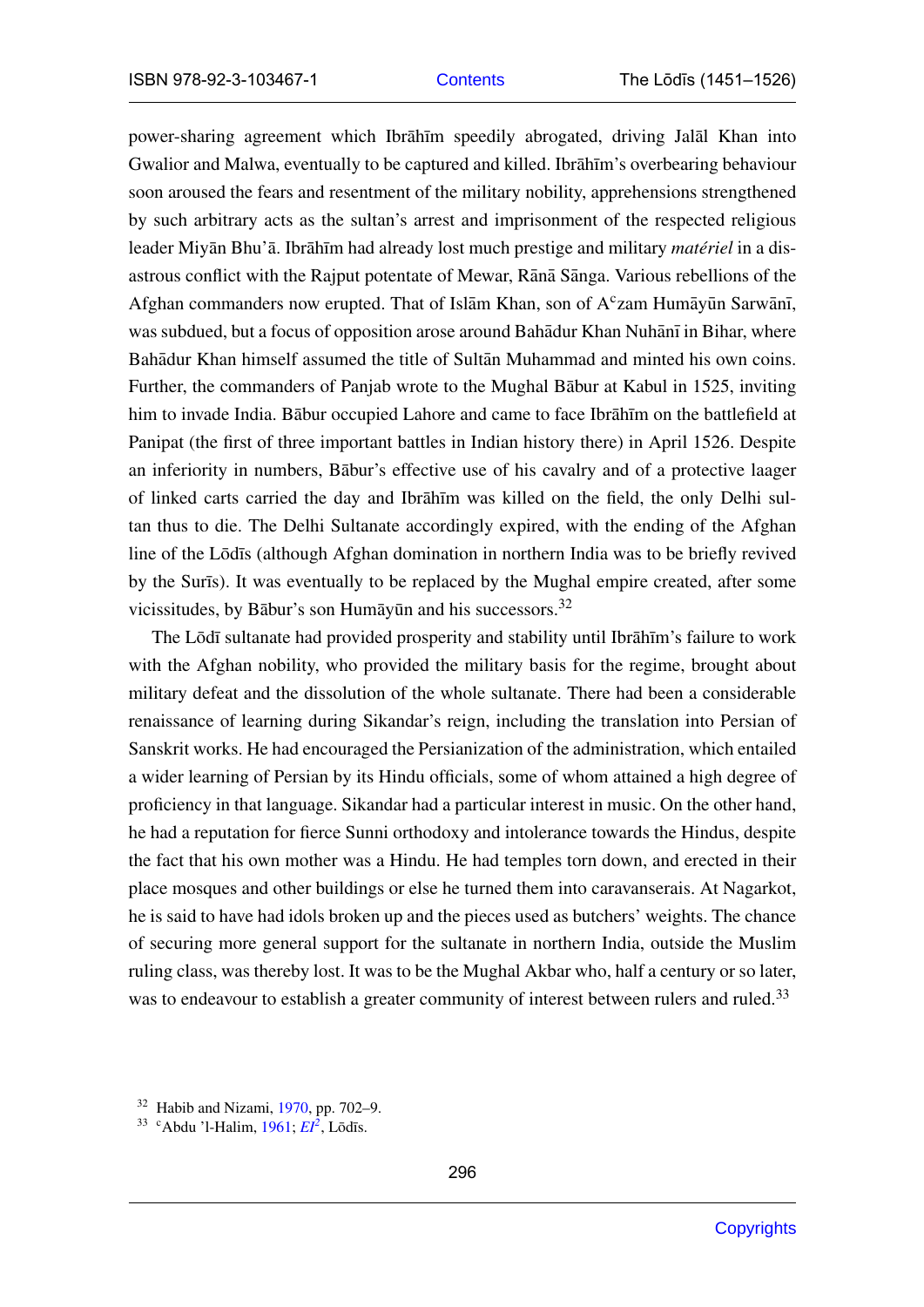power-sharing agreement which Ibrāhīm speedily abrogated, driving Jalāl Khan into Gwalior and Malwa, eventually to be captured and killed. Ibrāhīm's overbearing behaviour soon aroused the fears and resentment of the military nobility, apprehensions strengthened by such arbitrary acts as the sultan's arrest and imprisonment of the respected religious leader Miyān Bhu'ā. Ibrāhīm had already lost much prestige and military *matériel* in a disastrous conflict with the Rajput potentate of Mewar, Rānā Sānga. Various rebellions of the Afghan commanders now erupted. That of Islām Khan, son of A<sup>c</sup>zam Humāyūn Sarwānī, was subdued, but a focus of opposition arose around Bahādur Khan Nuhānī in Bihar, where Bahādur Khan himself assumed the title of Sultān Muhammad and minted his own coins. Further, the commanders of Panjab wrote to the Mughal Bābur at Kabul in 1525, inviting him to invade India. Bābur occupied Lahore and came to face Ibrāhīm on the battlefield at Panipat (the first of three important battles in Indian history there) in April 1526. Despite an inferiority in numbers, Bābur's effective use of his cavalry and of a protective laager of linked carts carried the day and Ibrāhīm was killed on the field, the only Delhi sultan thus to die. The Delhi Sultanate accordingly expired, with the ending of the Afghan line of the Lōdīs (although Afghan domination in northern India was to be briefly revived by the Surīs). It was eventually to be replaced by the Mughal empire created, after some vicissitudes, by Bābur's son Humāyūn and his successors.[32]

The Lōdī sultanate had provided prosperity and stability until Ibrāhīm's failure to work with the Afghan nobility, who provided the military basis for the regime, brought about military defeat and the dissolution of the whole sultanate. There had been a considerable renaissance of learning during Sikandar's reign, including the translation into Persian of Sanskrit works. He had encouraged the Persianization of the administration, which entailed a wider learning of Persian by its Hindu officials, some of whom attained a high degree of proficiency in that language. Sikandar had a particular interest in music. On the other hand, he had a reputation for fierce Sunni orthodoxy and intolerance towards the Hindus, despite the fact that his own mother was a Hindu. He had temples torn down, and erected in their place mosques and other buildings or else he turned them into caravanserais. At Nagarkot, he is said to have had idols broken up and the pieces used as butchers' weights. The chance of securing more general support for the sultanate in northern India, outside the Muslim ruling class, was thereby lost. It was to be the Mughal Akbar who, half a century or so later, was to endeavour to establish a greater community of interest between rulers and ruled.[33]

[32] Habib and Nizami, 1970, pp. 702–9.
[33] <sup>c</sup>Abdu 'l-Halim, 1961; *EI*², Lōdīs.